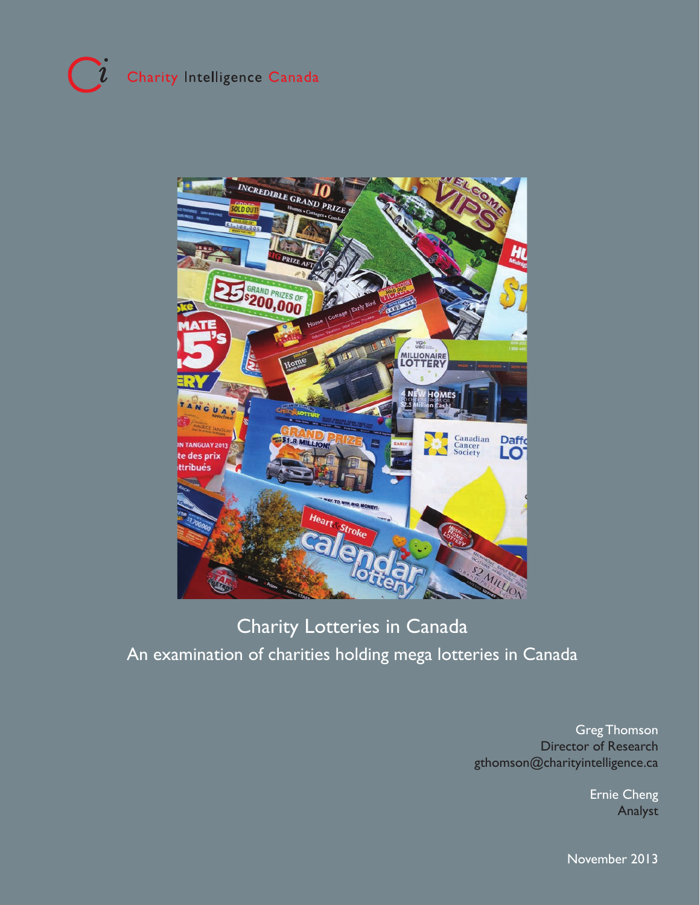Charity Intelligence Canada

# Charity Lotteries in Canada

## An examination of charities holding mega lotteries in Canada

Greg Thomson
Director of Research
gthomson@charityintelligence.ca

Ernie Cheng
Analyst

November 2013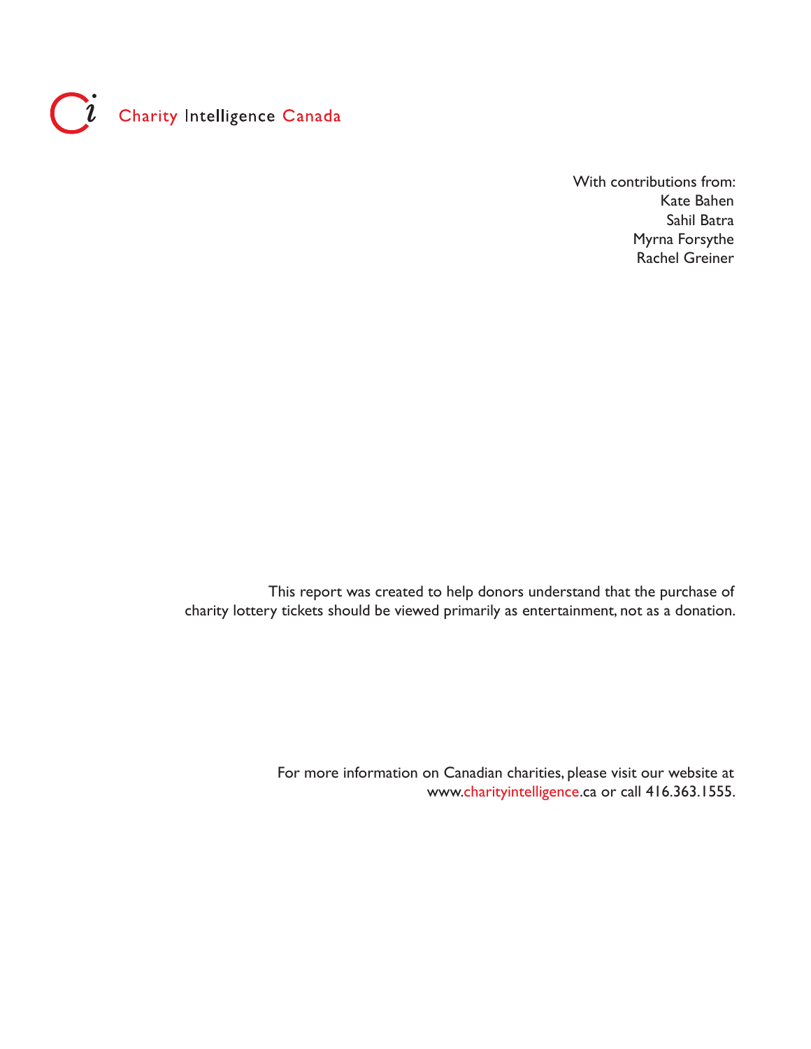Charity Intelligence Canada

With contributions from:
Kate Bahen
Sahil Batra
Myrna Forsythe
Rachel Greiner

This report was created to help donors understand that the purchase of charity lottery tickets should be viewed primarily as entertainment, not as a donation.

For more information on Canadian charities, please visit our website at www.charityintelligence.ca or call 416.363.1555.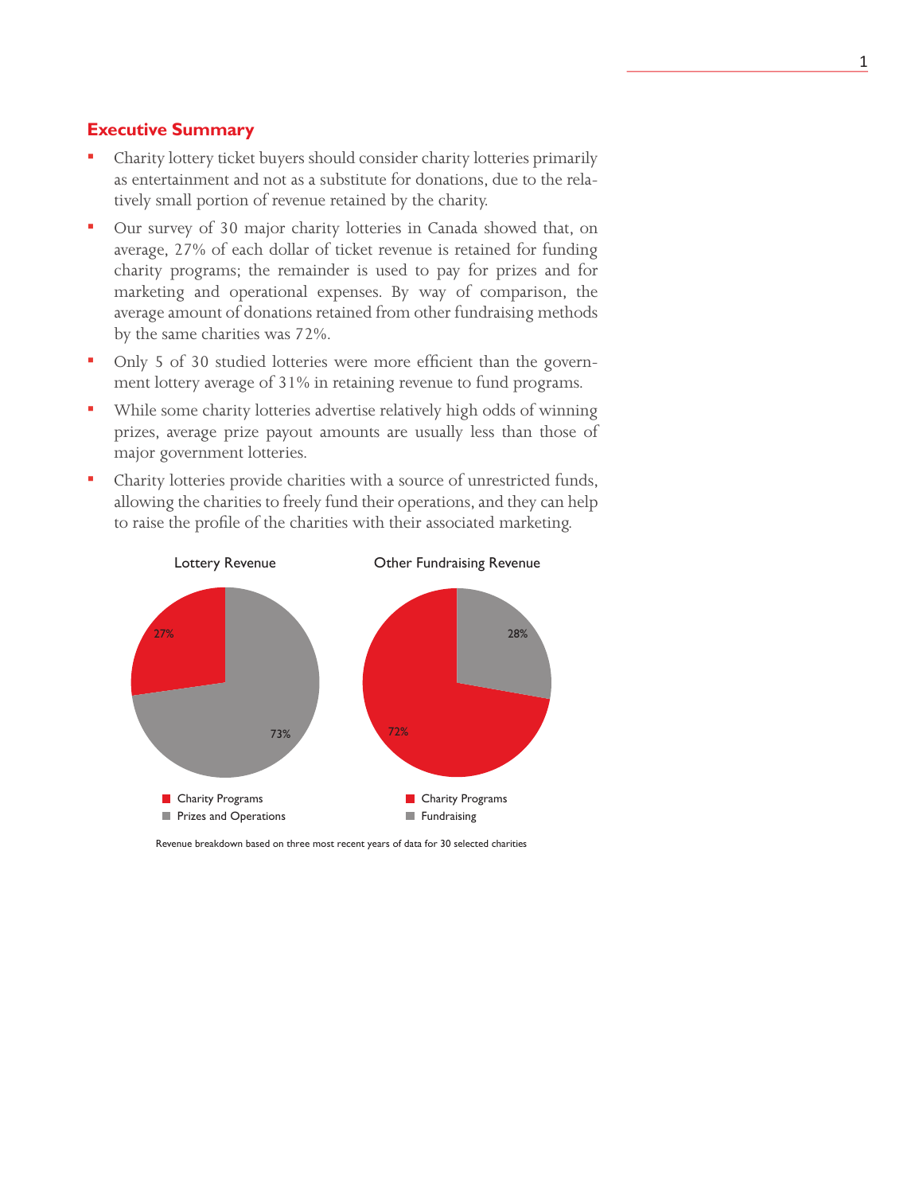## Executive Summary

- Charity lottery ticket buyers should consider charity lotteries primarily as entertainment and not as a substitute for donations, due to the relatively small portion of revenue retained by the charity.
- Our survey of 30 major charity lotteries in Canada showed that, on average, 27% of each dollar of ticket revenue is retained for funding charity programs; the remainder is used to pay for prizes and for marketing and operational expenses. By way of comparison, the average amount of donations retained from other fundraising methods by the same charities was 72%.
- Only 5 of 30 studied lotteries were more efficient than the government lottery average of 31% in retaining revenue to fund programs.
- While some charity lotteries advertise relatively high odds of winning prizes, average prize payout amounts are usually less than those of major government lotteries.
- Charity lotteries provide charities with a source of unrestricted funds, allowing the charities to freely fund their operations, and they can help to raise the profile of the charities with their associated marketing.

**Lottery Revenue**

| Category | Share |
| --- | --- |
| Charity Programs | 27% |
| Prizes and Operations | 73% |

**Other Fundraising Revenue**

| Category | Share |
| --- | --- |
| Charity Programs | 72% |
| Fundraising | 28% |

Revenue breakdown based on three most recent years of data for 30 selected charities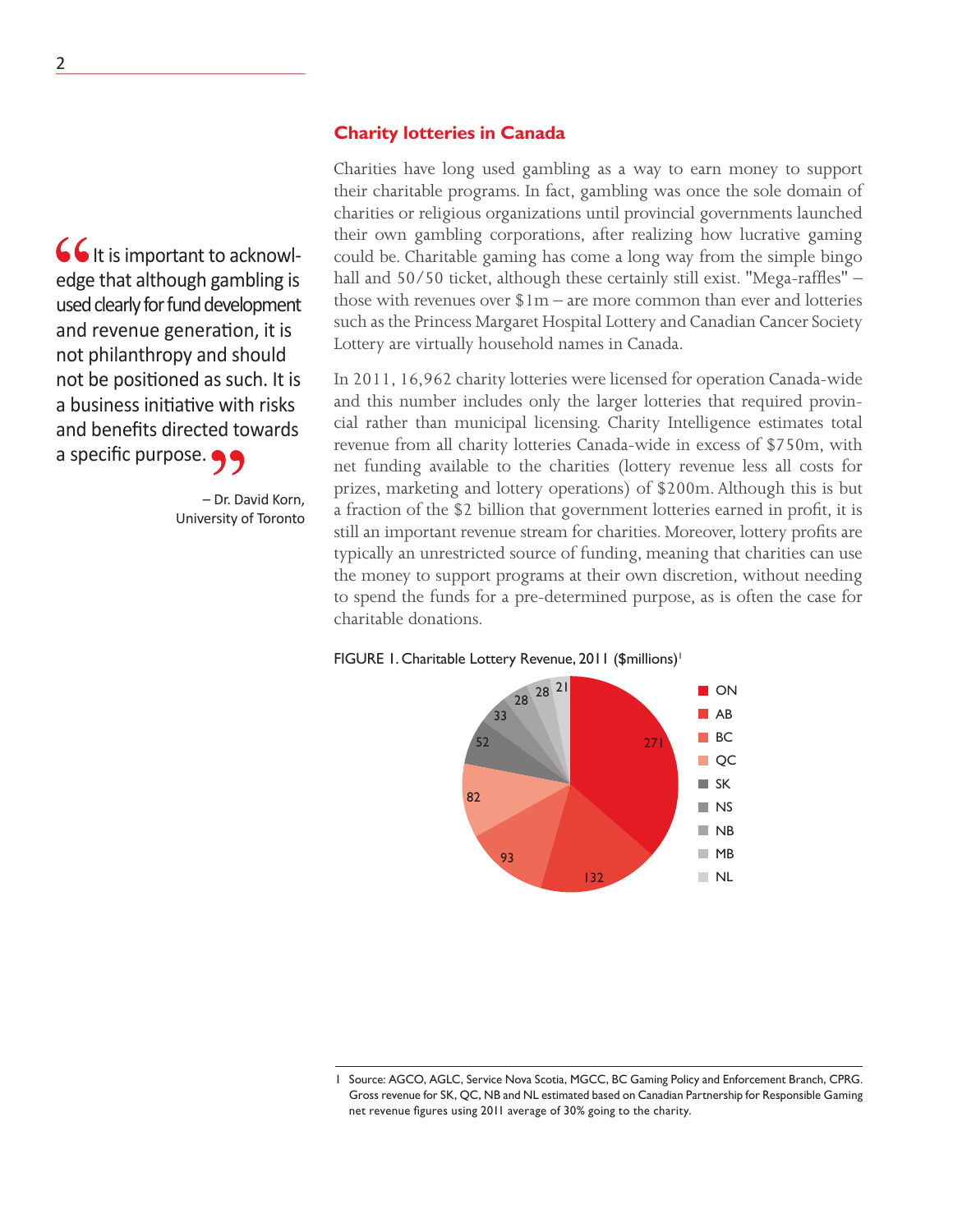> It is important to acknowledge that although gambling is used clearly for fund development and revenue generation, it is not philanthropy and should not be positioned as such. It is a business initiative with risks and benefits directed towards a specific purpose.
>
> – Dr. David Korn, University of Toronto

## Charity lotteries in Canada

Charities have long used gambling as a way to earn money to support their charitable programs. In fact, gambling was once the sole domain of charities or religious organizations until provincial governments launched their own gambling corporations, after realizing how lucrative gaming could be. Charitable gaming has come a long way from the simple bingo hall and 50/50 ticket, although these certainly still exist. "Mega-raffles" – those with revenues over $1m – are more common than ever and lotteries such as the Princess Margaret Hospital Lottery and Canadian Cancer Society Lottery are virtually household names in Canada.

In 2011, 16,962 charity lotteries were licensed for operation Canada-wide and this number includes only the larger lotteries that required provincial rather than municipal licensing. Charity Intelligence estimates total revenue from all charity lotteries Canada-wide in excess of $750m, with net funding available to the charities (lottery revenue less all costs for prizes, marketing and lottery operations) of $200m. Although this is but a fraction of the $2 billion that government lotteries earned in profit, it is still an important revenue stream for charities. Moreover, lottery profits are typically an unrestricted source of funding, meaning that charities can use the money to support programs at their own discretion, without needing to spend the funds for a pre-determined purpose, as is often the case for charitable donations.

FIGURE 1. Charitable Lottery Revenue, 2011 ($millions)[1]

| Province | Revenue ($millions) |
|---|---|
| ON | 271 |
| AB | 132 |
| BC | 93 |
| QC | 82 |
| SK | 52 |
| NS | 33 |
| NB | 28 |
| MB | 28 |
| NL | 21 |

1 Source: AGCO, AGLC, Service Nova Scotia, MGCC, BC Gaming Policy and Enforcement Branch, CPRG. Gross revenue for SK, QC, NB and NL estimated based on Canadian Partnership for Responsible Gaming net revenue figures using 2011 average of 30% going to the charity.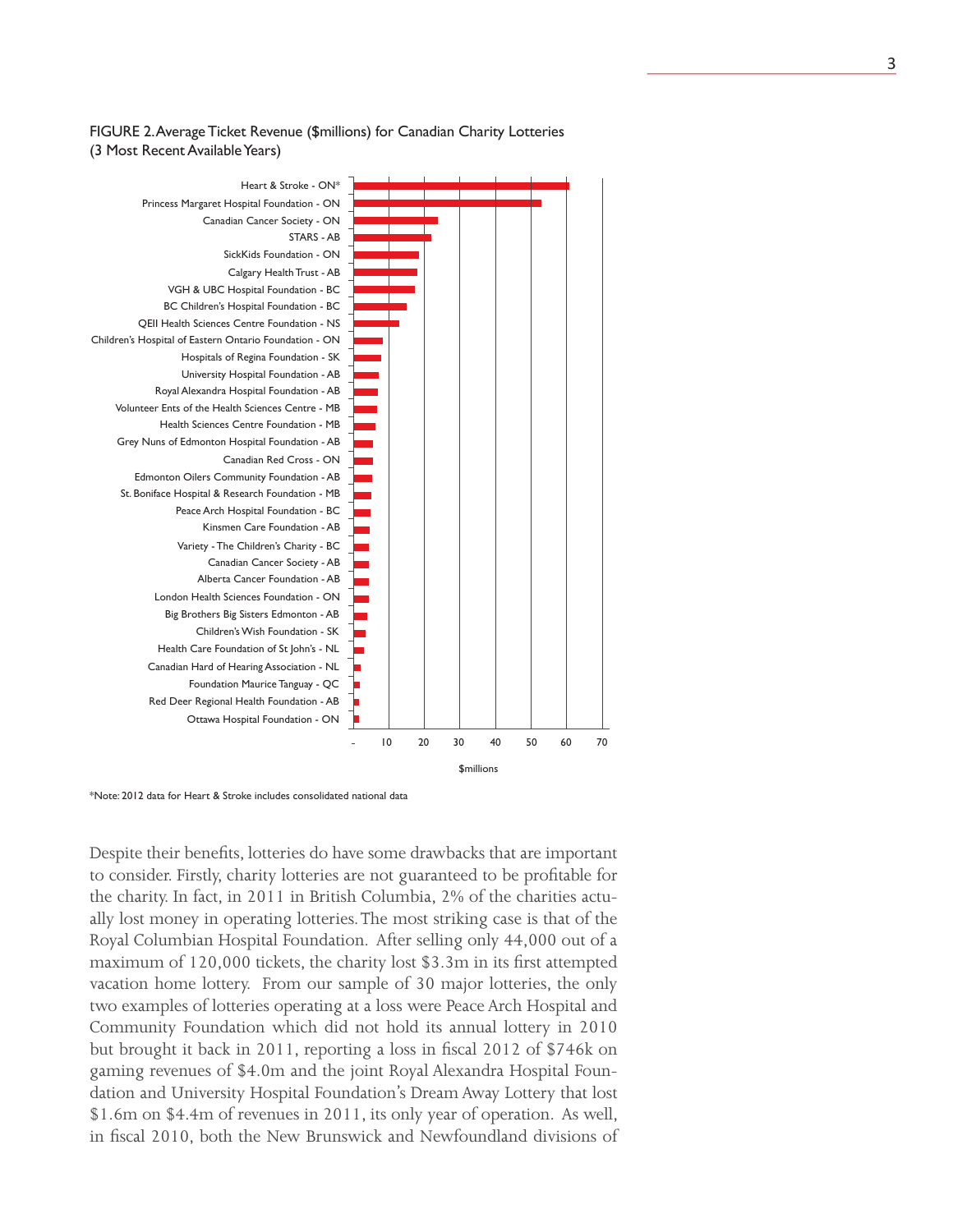FIGURE 2. Average Ticket Revenue ($millions) for Canadian Charity Lotteries (3 Most Recent Available Years)

*Note: 2012 data for Heart & Stroke includes consolidated national data

Despite their benefits, lotteries do have some drawbacks that are important to consider. Firstly, charity lotteries are not guaranteed to be profitable for the charity. In fact, in 2011 in British Columbia, 2% of the charities actually lost money in operating lotteries. The most striking case is that of the Royal Columbian Hospital Foundation. After selling only 44,000 out of a maximum of 120,000 tickets, the charity lost $3.3m in its first attempted vacation home lottery. From our sample of 30 major lotteries, the only two examples of lotteries operating at a loss were Peace Arch Hospital and Community Foundation which did not hold its annual lottery in 2010 but brought it back in 2011, reporting a loss in fiscal 2012 of $746k on gaming revenues of $4.0m and the joint Royal Alexandra Hospital Foundation and University Hospital Foundation's Dream Away Lottery that lost $1.6m on $4.4m of revenues in 2011, its only year of operation. As well, in fiscal 2010, both the New Brunswick and Newfoundland divisions of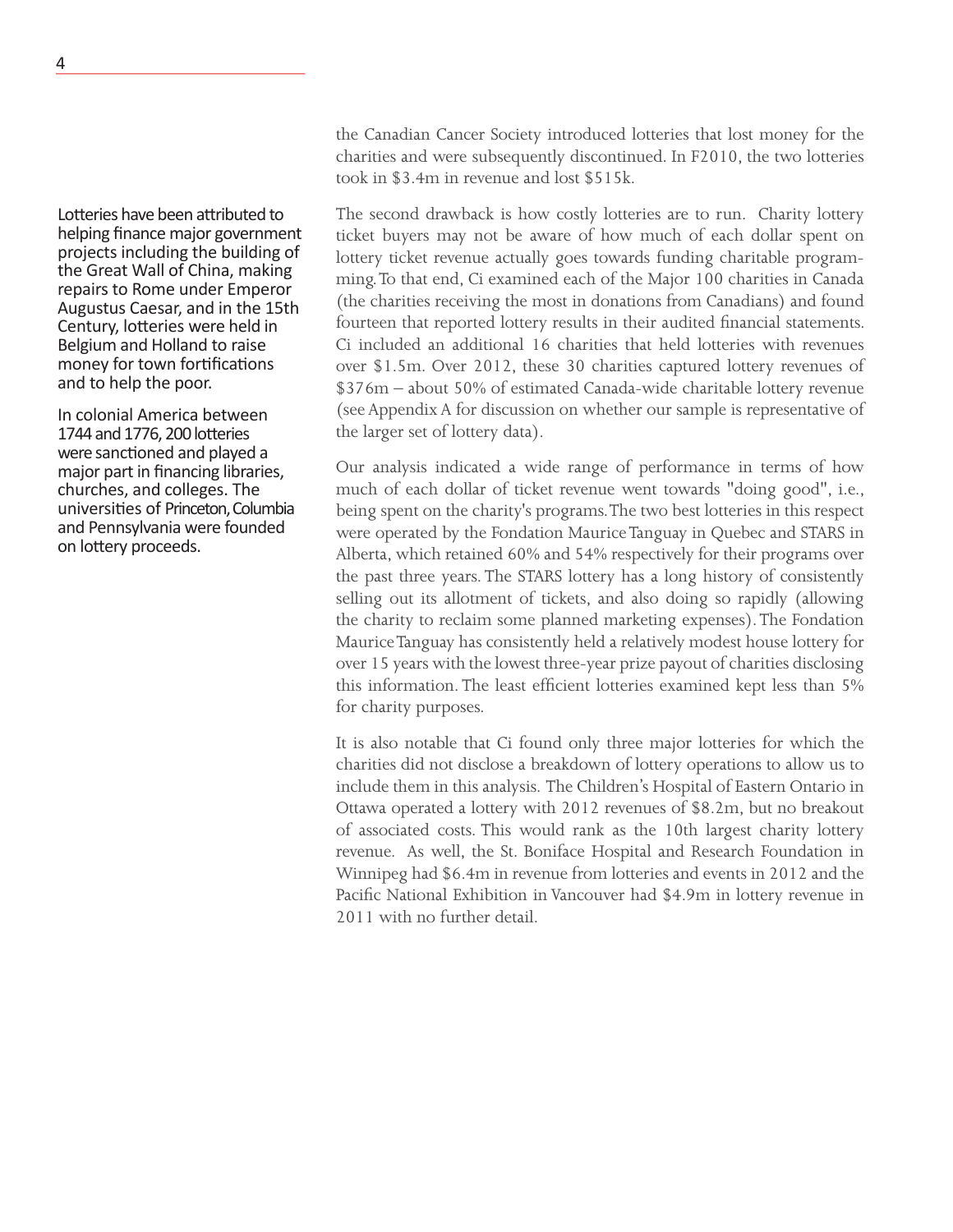Lotteries have been attributed to helping finance major government projects including the building of the Great Wall of China, making repairs to Rome under Emperor Augustus Caesar, and in the 15th Century, lotteries were held in Belgium and Holland to raise money for town fortifications and to help the poor.

In colonial America between 1744 and 1776, 200 lotteries were sanctioned and played a major part in financing libraries, churches, and colleges. The universities of Princeton, Columbia and Pennsylvania were founded on lottery proceeds.

the Canadian Cancer Society introduced lotteries that lost money for the charities and were subsequently discontinued. In F2010, the two lotteries took in $3.4m in revenue and lost $515k.

The second drawback is how costly lotteries are to run. Charity lottery ticket buyers may not be aware of how much of each dollar spent on lottery ticket revenue actually goes towards funding charitable programming. To that end, Ci examined each of the Major 100 charities in Canada (the charities receiving the most in donations from Canadians) and found fourteen that reported lottery results in their audited financial statements. Ci included an additional 16 charities that held lotteries with revenues over $1.5m. Over 2012, these 30 charities captured lottery revenues of $376m – about 50% of estimated Canada-wide charitable lottery revenue (see Appendix A for discussion on whether our sample is representative of the larger set of lottery data).

Our analysis indicated a wide range of performance in terms of how much of each dollar of ticket revenue went towards "doing good", i.e., being spent on the charity's programs. The two best lotteries in this respect were operated by the Fondation Maurice Tanguay in Quebec and STARS in Alberta, which retained 60% and 54% respectively for their programs over the past three years. The STARS lottery has a long history of consistently selling out its allotment of tickets, and also doing so rapidly (allowing the charity to reclaim some planned marketing expenses). The Fondation Maurice Tanguay has consistently held a relatively modest house lottery for over 15 years with the lowest three-year prize payout of charities disclosing this information. The least efficient lotteries examined kept less than 5% for charity purposes.

It is also notable that Ci found only three major lotteries for which the charities did not disclose a breakdown of lottery operations to allow us to include them in this analysis. The Children's Hospital of Eastern Ontario in Ottawa operated a lottery with 2012 revenues of $8.2m, but no breakout of associated costs. This would rank as the 10th largest charity lottery revenue. As well, the St. Boniface Hospital and Research Foundation in Winnipeg had $6.4m in revenue from lotteries and events in 2012 and the Pacific National Exhibition in Vancouver had $4.9m in lottery revenue in 2011 with no further detail.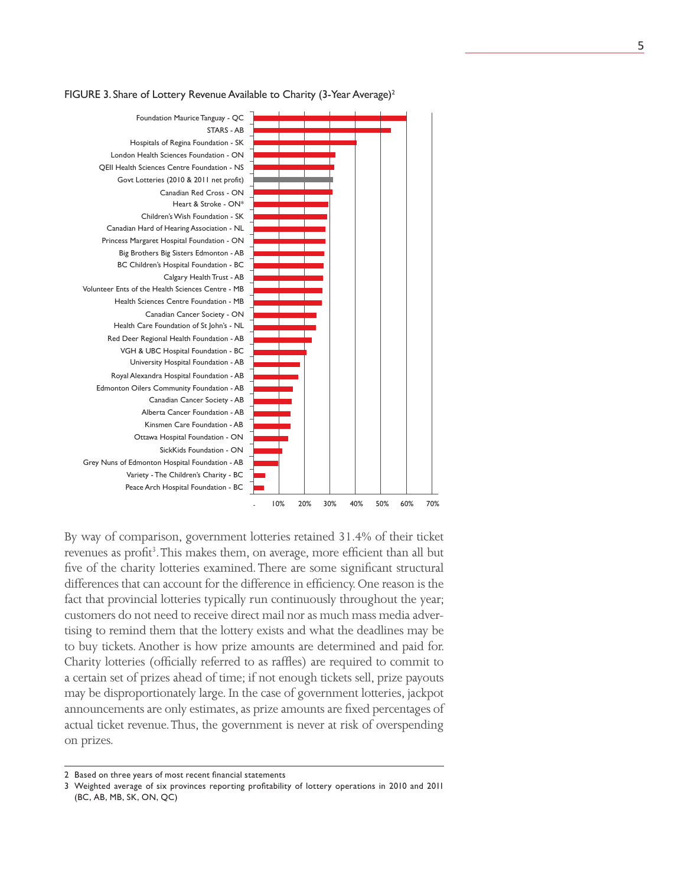FIGURE 3. Share of Lottery Revenue Available to Charity (3-Year Average)[2]

| Organization |
|---|
| Foundation Maurice Tanguay - QC |
| STARS - AB |
| Hospitals of Regina Foundation - SK |
| London Health Sciences Foundation - ON |
| QEII Health Sciences Centre Foundation - NS |
| Govt Lotteries (2010 & 2011 net profit) |
| Canadian Red Cross - ON |
| Heart & Stroke - ON* |
| Children's Wish Foundation - SK |
| Canadian Hard of Hearing Association - NL |
| Princess Margaret Hospital Foundation - ON |
| Big Brothers Big Sisters Edmonton - AB |
| BC Children's Hospital Foundation - BC |
| Calgary Health Trust - AB |
| Volunteer Ents of the Health Sciences Centre - MB |
| Health Sciences Centre Foundation - MB |
| Canadian Cancer Society - ON |
| Health Care Foundation of St John's - NL |
| Red Deer Regional Health Foundation - AB |
| VGH & UBC Hospital Foundation - BC |
| University Hospital Foundation - AB |
| Royal Alexandra Hospital Foundation - AB |
| Edmonton Oilers Community Foundation - AB |
| Canadian Cancer Society - AB |
| Alberta Cancer Foundation - AB |
| Kinsmen Care Foundation - AB |
| Ottawa Hospital Foundation - ON |
| SickKids Foundation - ON |
| Grey Nuns of Edmonton Hospital Foundation - AB |
| Variety - The Children's Charity - BC |
| Peace Arch Hospital Foundation - BC |

Axis: - 10% 20% 30% 40% 50% 60% 70%

By way of comparison, government lotteries retained 31.4% of their ticket revenues as profit[3]. This makes them, on average, more efficient than all but five of the charity lotteries examined. There are some significant structural differences that can account for the difference in efficiency. One reason is the fact that provincial lotteries typically run continuously throughout the year; customers do not need to receive direct mail nor as much mass media advertising to remind them that the lottery exists and what the deadlines may be to buy tickets. Another is how prize amounts are determined and paid for. Charity lotteries (officially referred to as raffles) are required to commit to a certain set of prizes ahead of time; if not enough tickets sell, prize payouts may be disproportionately large. In the case of government lotteries, jackpot announcements are only estimates, as prize amounts are fixed percentages of actual ticket revenue. Thus, the government is never at risk of overspending on prizes.

2 Based on three years of most recent financial statements

3 Weighted average of six provinces reporting profitability of lottery operations in 2010 and 2011 (BC, AB, MB, SK, ON, QC)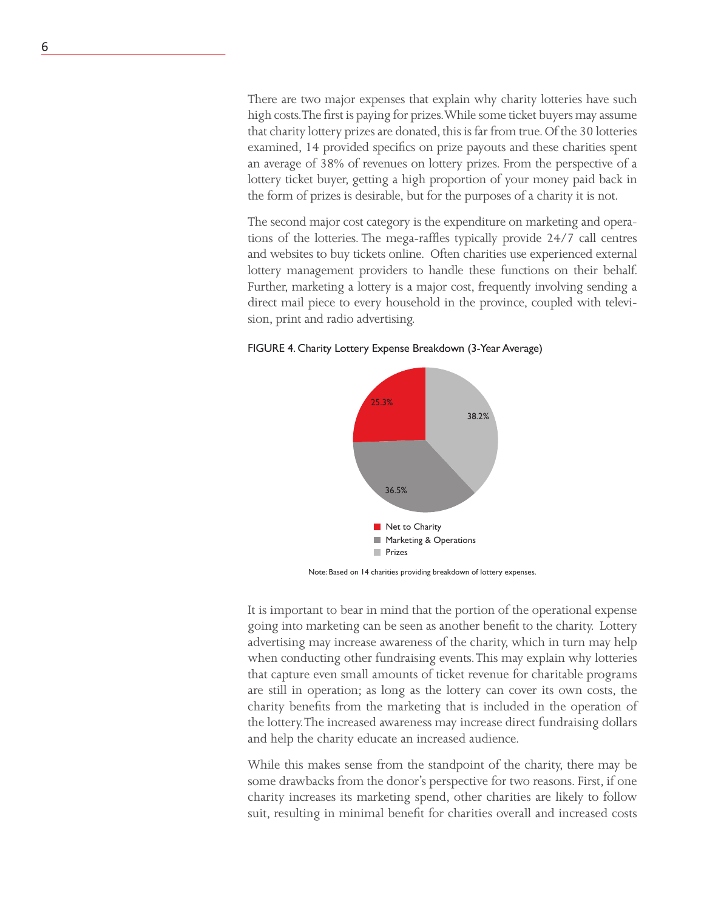There are two major expenses that explain why charity lotteries have such high costs. The first is paying for prizes. While some ticket buyers may assume that charity lottery prizes are donated, this is far from true. Of the 30 lotteries examined, 14 provided specifics on prize payouts and these charities spent an average of 38% of revenues on lottery prizes. From the perspective of a lottery ticket buyer, getting a high proportion of your money paid back in the form of prizes is desirable, but for the purposes of a charity it is not.

The second major cost category is the expenditure on marketing and operations of the lotteries. The mega-raffles typically provide 24/7 call centres and websites to buy tickets online. Often charities use experienced external lottery management providers to handle these functions on their behalf. Further, marketing a lottery is a major cost, frequently involving sending a direct mail piece to every household in the province, coupled with television, print and radio advertising.

FIGURE 4. Charity Lottery Expense Breakdown (3-Year Average)

| Category | Share |
|---|---|
| Net to Charity | 25.3% |
| Marketing & Operations | 36.5% |
| Prizes | 38.2% |

Note: Based on 14 charities providing breakdown of lottery expenses.

It is important to bear in mind that the portion of the operational expense going into marketing can be seen as another benefit to the charity. Lottery advertising may increase awareness of the charity, which in turn may help when conducting other fundraising events. This may explain why lotteries that capture even small amounts of ticket revenue for charitable programs are still in operation; as long as the lottery can cover its own costs, the charity benefits from the marketing that is included in the operation of the lottery. The increased awareness may increase direct fundraising dollars and help the charity educate an increased audience.

While this makes sense from the standpoint of the charity, there may be some drawbacks from the donor's perspective for two reasons. First, if one charity increases its marketing spend, other charities are likely to follow suit, resulting in minimal benefit for charities overall and increased costs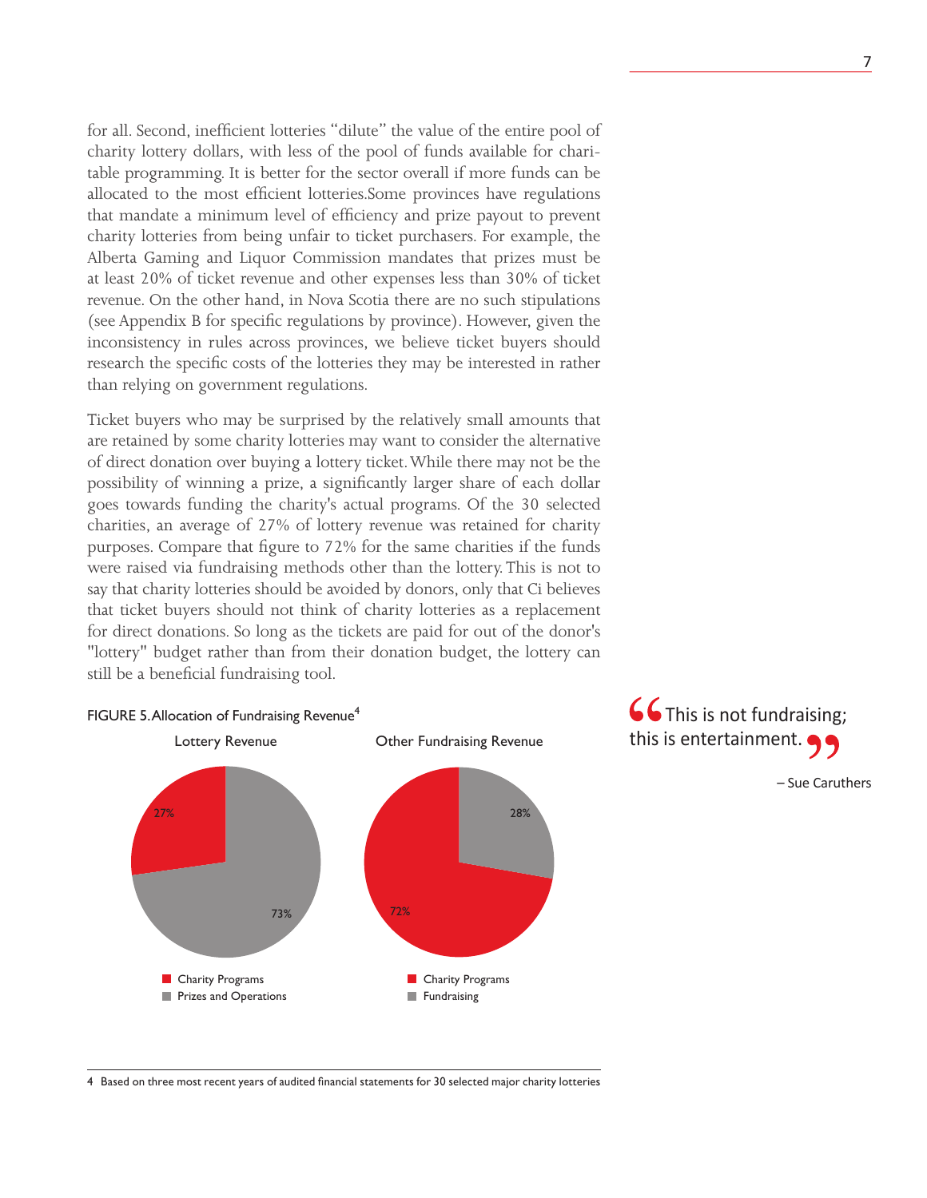for all. Second, inefficient lotteries "dilute" the value of the entire pool of charity lottery dollars, with less of the pool of funds available for charitable programming. It is better for the sector overall if more funds can be allocated to the most efficient lotteries.Some provinces have regulations that mandate a minimum level of efficiency and prize payout to prevent charity lotteries from being unfair to ticket purchasers. For example, the Alberta Gaming and Liquor Commission mandates that prizes must be at least 20% of ticket revenue and other expenses less than 30% of ticket revenue. On the other hand, in Nova Scotia there are no such stipulations (see Appendix B for specific regulations by province). However, given the inconsistency in rules across provinces, we believe ticket buyers should research the specific costs of the lotteries they may be interested in rather than relying on government regulations.

Ticket buyers who may be surprised by the relatively small amounts that are retained by some charity lotteries may want to consider the alternative of direct donation over buying a lottery ticket. While there may not be the possibility of winning a prize, a significantly larger share of each dollar goes towards funding the charity's actual programs. Of the 30 selected charities, an average of 27% of lottery revenue was retained for charity purposes. Compare that figure to 72% for the same charities if the funds were raised via fundraising methods other than the lottery. This is not to say that charity lotteries should be avoided by donors, only that Ci believes that ticket buyers should not think of charity lotteries as a replacement for direct donations. So long as the tickets are paid for out of the donor's "lottery" budget rather than from their donation budget, the lottery can still be a beneficial fundraising tool.

> "This is not fundraising; this is entertainment."
>
> – Sue Caruthers

FIGURE 5. Allocation of Fundraising Revenue[4]

**Lottery Revenue**

| Category | Share |
|---|---|
| Charity Programs | 27% |
| Prizes and Operations | 73% |

**Other Fundraising Revenue**

| Category | Share |
|---|---|
| Charity Programs | 72% |
| Fundraising | 28% |

4 Based on three most recent years of audited financial statements for 30 selected major charity lotteries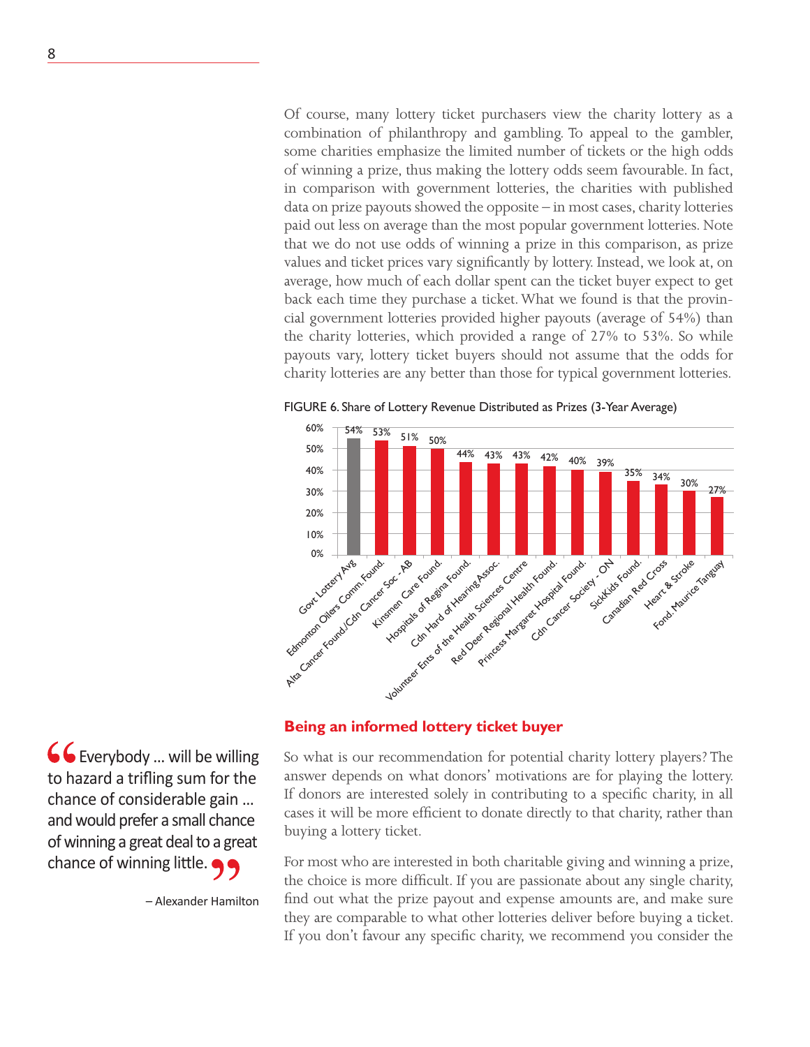Of course, many lottery ticket purchasers view the charity lottery as a combination of philanthropy and gambling. To appeal to the gambler, some charities emphasize the limited number of tickets or the high odds of winning a prize, thus making the lottery odds seem favourable. In fact, in comparison with government lotteries, the charities with published data on prize payouts showed the opposite – in most cases, charity lotteries paid out less on average than the most popular government lotteries. Note that we do not use odds of winning a prize in this comparison, as prize values and ticket prices vary significantly by lottery. Instead, we look at, on average, how much of each dollar spent can the ticket buyer expect to get back each time they purchase a ticket. What we found is that the provincial government lotteries provided higher payouts (average of 54%) than the charity lotteries, which provided a range of 27% to 53%. So while payouts vary, lottery ticket buyers should not assume that the odds for charity lotteries are any better than those for typical government lotteries.

FIGURE 6. Share of Lottery Revenue Distributed as Prizes (3-Year Average)

| Lottery | Share |
| --- | --- |
| Govt Lottery Avg | 54% |
| Edmonton Oilers Comm. Found. | 53% |
| Alta Cancer Found./Cdn Cancer Soc - AB | 51% |
| Kinsmen Care Found. | 50% |
| Hospitals of Regina Found. | 44% |
| Cdn Hard of Hearing Assoc. | 43% |
| Volunteer Ents of the Health Sciences Centre | 43% |
| Red Deer Regional Health Found. | 42% |
| Princess Margaret Hospital Found. | 40% |
| Cdn Cancer Society - ON | 39% |
| SickKids Found. | 35% |
| Canadian Red Cross | 34% |
| Heart & Stroke | 30% |
| Fond. Maurice Tanguay | 27% |

> Everybody ... will be willing to hazard a trifling sum for the chance of considerable gain ... and would prefer a small chance of winning a great deal to a great chance of winning little.
>
> – Alexander Hamilton

## Being an informed lottery ticket buyer

So what is our recommendation for potential charity lottery players? The answer depends on what donors' motivations are for playing the lottery. If donors are interested solely in contributing to a specific charity, in all cases it will be more efficient to donate directly to that charity, rather than buying a lottery ticket.

For most who are interested in both charitable giving and winning a prize, the choice is more difficult. If you are passionate about any single charity, find out what the prize payout and expense amounts are, and make sure they are comparable to what other lotteries deliver before buying a ticket. If you don't favour any specific charity, we recommend you consider the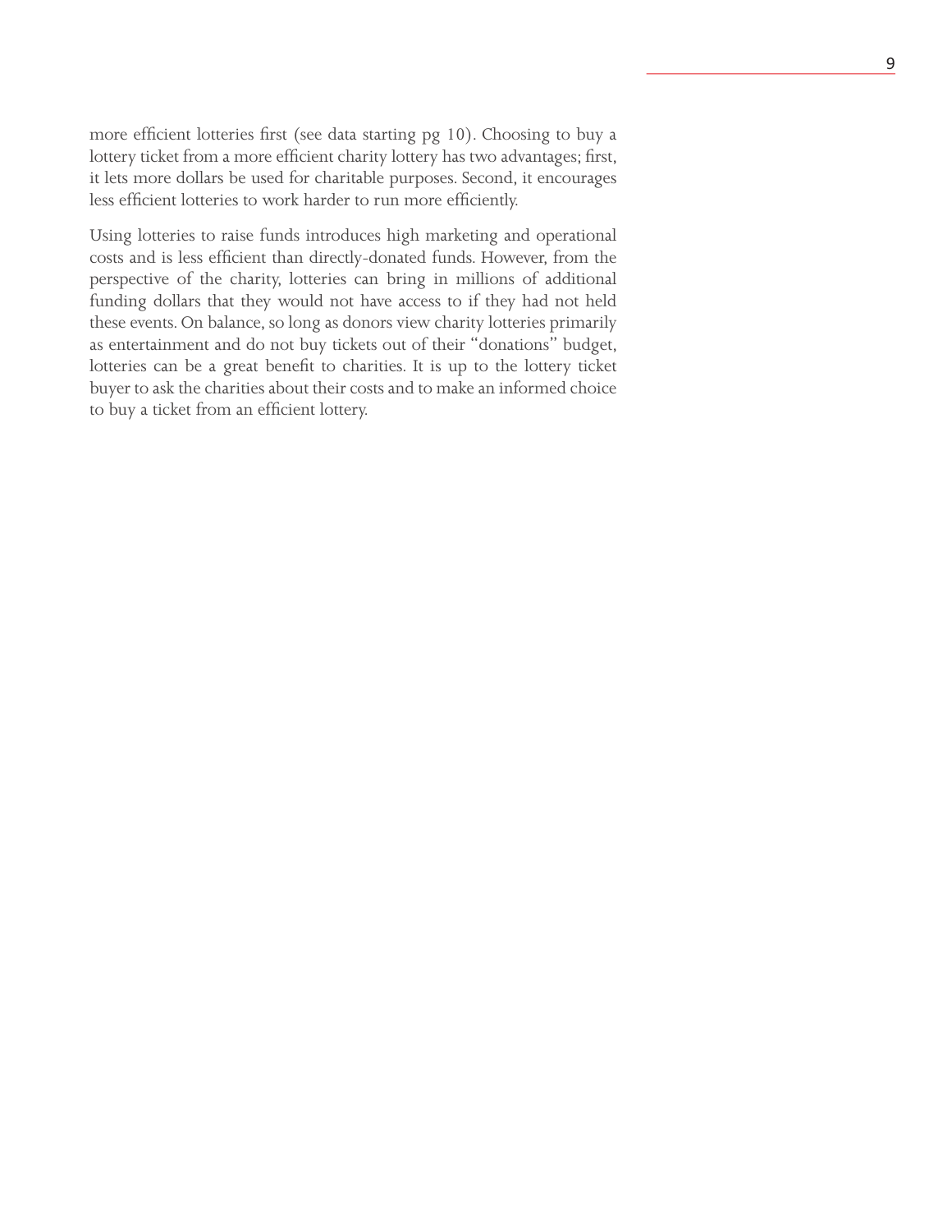more efficient lotteries first (see data starting pg 10). Choosing to buy a lottery ticket from a more efficient charity lottery has two advantages; first, it lets more dollars be used for charitable purposes. Second, it encourages less efficient lotteries to work harder to run more efficiently.

Using lotteries to raise funds introduces high marketing and operational costs and is less efficient than directly-donated funds. However, from the perspective of the charity, lotteries can bring in millions of additional funding dollars that they would not have access to if they had not held these events. On balance, so long as donors view charity lotteries primarily as entertainment and do not buy tickets out of their "donations" budget, lotteries can be a great benefit to charities. It is up to the lottery ticket buyer to ask the charities about their costs and to make an informed choice to buy a ticket from an efficient lottery.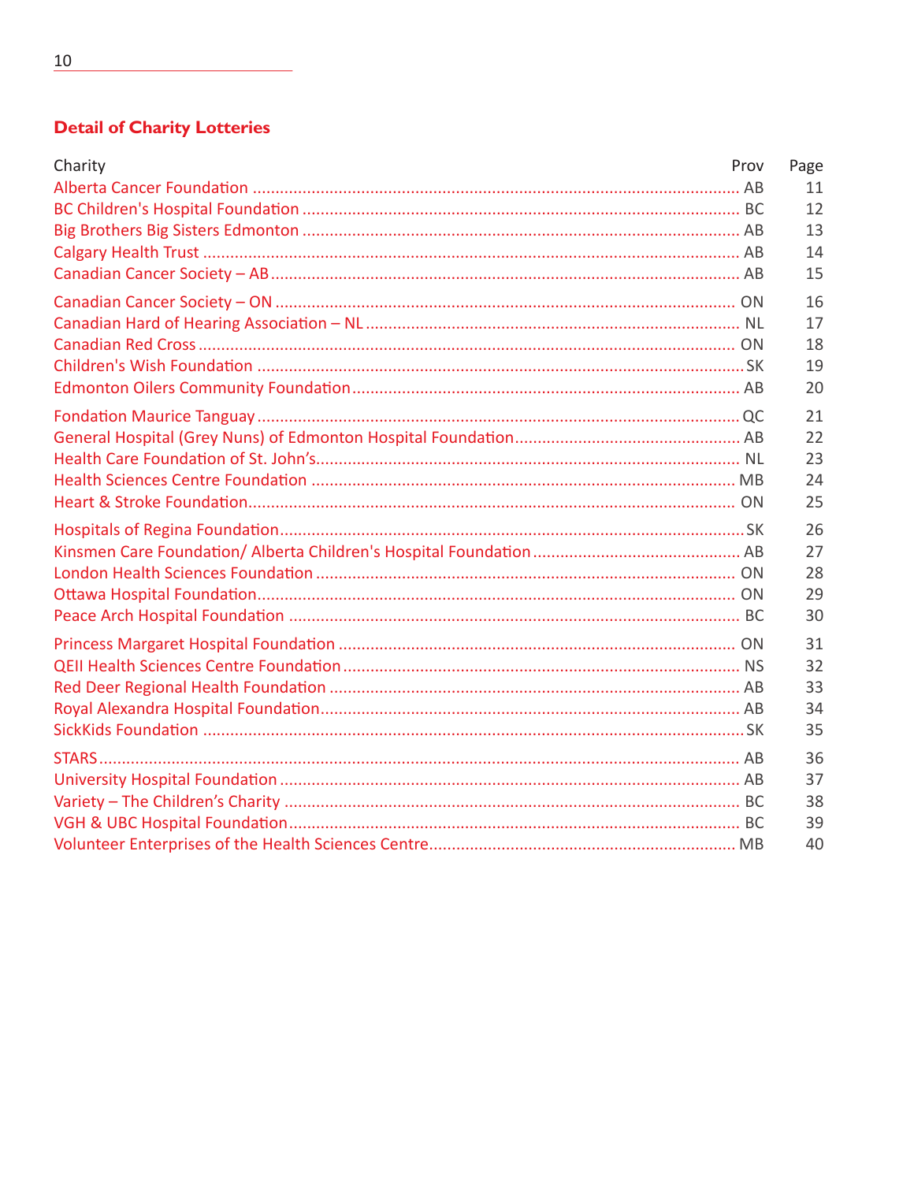## Detail of Charity Lotteries

| Charity | Prov | Page |
| --- | --- | --- |
| Alberta Cancer Foundation | AB | 11 |
| BC Children's Hospital Foundation | BC | 12 |
| Big Brothers Big Sisters Edmonton | AB | 13 |
| Calgary Health Trust | AB | 14 |
| Canadian Cancer Society – AB | AB | 15 |
| Canadian Cancer Society – ON | ON | 16 |
| Canadian Hard of Hearing Association – NL | NL | 17 |
| Canadian Red Cross | ON | 18 |
| Children's Wish Foundation | SK | 19 |
| Edmonton Oilers Community Foundation | AB | 20 |
| Fondation Maurice Tanguay | QC | 21 |
| General Hospital (Grey Nuns) of Edmonton Hospital Foundation | AB | 22 |
| Health Care Foundation of St. John's | NL | 23 |
| Health Sciences Centre Foundation | MB | 24 |
| Heart & Stroke Foundation | ON | 25 |
| Hospitals of Regina Foundation | SK | 26 |
| Kinsmen Care Foundation/ Alberta Children's Hospital Foundation | AB | 27 |
| London Health Sciences Foundation | ON | 28 |
| Ottawa Hospital Foundation | ON | 29 |
| Peace Arch Hospital Foundation | BC | 30 |
| Princess Margaret Hospital Foundation | ON | 31 |
| QEII Health Sciences Centre Foundation | NS | 32 |
| Red Deer Regional Health Foundation | AB | 33 |
| Royal Alexandra Hospital Foundation | AB | 34 |
| SickKids Foundation | SK | 35 |
| STARS | AB | 36 |
| University Hospital Foundation | AB | 37 |
| Variety – The Children's Charity | BC | 38 |
| VGH & UBC Hospital Foundation | BC | 39 |
| Volunteer Enterprises of the Health Sciences Centre | MB | 40 |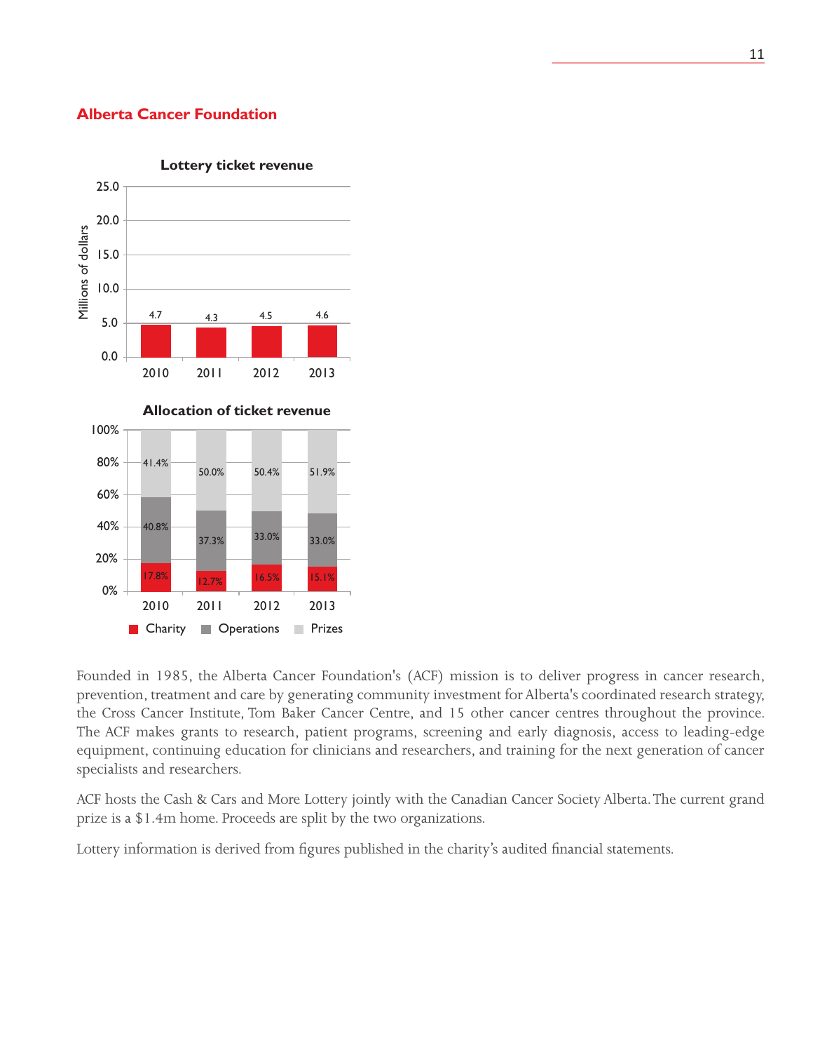## Alberta Cancer Foundation

**Lottery ticket revenue**

| Year | Millions of dollars |
| --- | --- |
| 2010 | 4.7 |
| 2011 | 4.3 |
| 2012 | 4.5 |
| 2013 | 4.6 |

**Allocation of ticket revenue**

| Year | Charity | Operations | Prizes |
| --- | --- | --- | --- |
| 2010 | 17.8% | 40.8% | 41.4% |
| 2011 | 12.7% | 37.3% | 50.0% |
| 2012 | 16.5% | 33.0% | 50.4% |
| 2013 | 15.1% | 33.0% | 51.9% |

Founded in 1985, the Alberta Cancer Foundation's (ACF) mission is to deliver progress in cancer research, prevention, treatment and care by generating community investment for Alberta's coordinated research strategy, the Cross Cancer Institute, Tom Baker Cancer Centre, and 15 other cancer centres throughout the province. The ACF makes grants to research, patient programs, screening and early diagnosis, access to leading-edge equipment, continuing education for clinicians and researchers, and training for the next generation of cancer specialists and researchers.

ACF hosts the Cash & Cars and More Lottery jointly with the Canadian Cancer Society Alberta. The current grand prize is a $1.4m home. Proceeds are split by the two organizations.

Lottery information is derived from figures published in the charity's audited financial statements.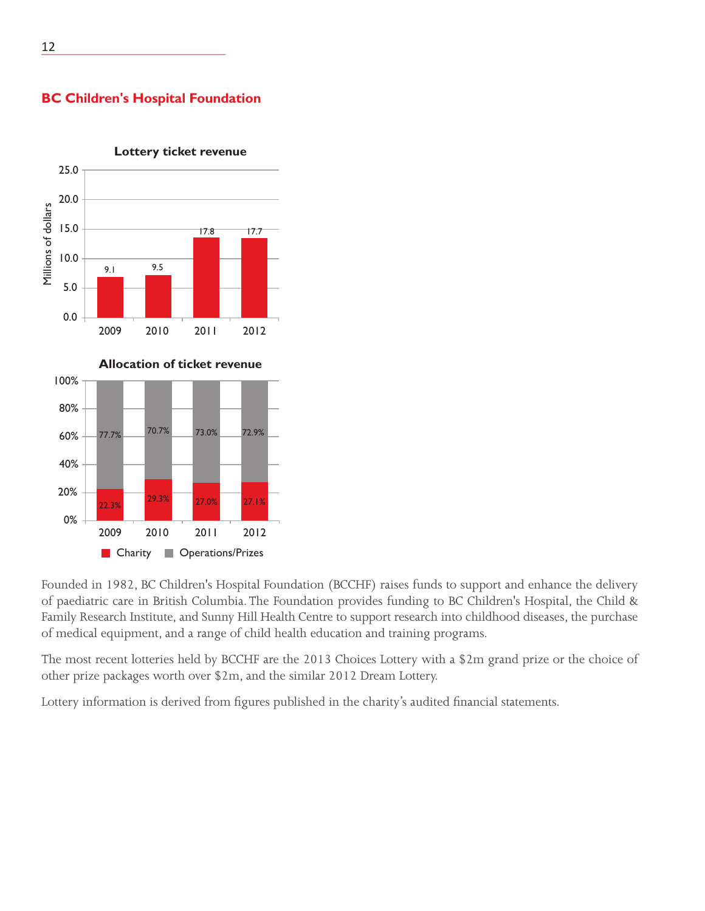## BC Children's Hospital Foundation

**Lottery ticket revenue**

| Year | Millions of dollars |
|---|---|
| 2009 | 9.1 |
| 2010 | 9.5 |
| 2011 | 17.8 |
| 2012 | 17.7 |

**Allocation of ticket revenue**

| Year | Charity | Operations/Prizes |
|---|---|---|
| 2009 | 22.3% | 77.7% |
| 2010 | 29.3% | 70.7% |
| 2011 | 27.0% | 73.0% |
| 2012 | 27.1% | 72.9% |

Founded in 1982, BC Children's Hospital Foundation (BCCHF) raises funds to support and enhance the delivery of paediatric care in British Columbia. The Foundation provides funding to BC Children's Hospital, the Child & Family Research Institute, and Sunny Hill Health Centre to support research into childhood diseases, the purchase of medical equipment, and a range of child health education and training programs.

The most recent lotteries held by BCCHF are the 2013 Choices Lottery with a $2m grand prize or the choice of other prize packages worth over $2m, and the similar 2012 Dream Lottery.

Lottery information is derived from figures published in the charity's audited financial statements.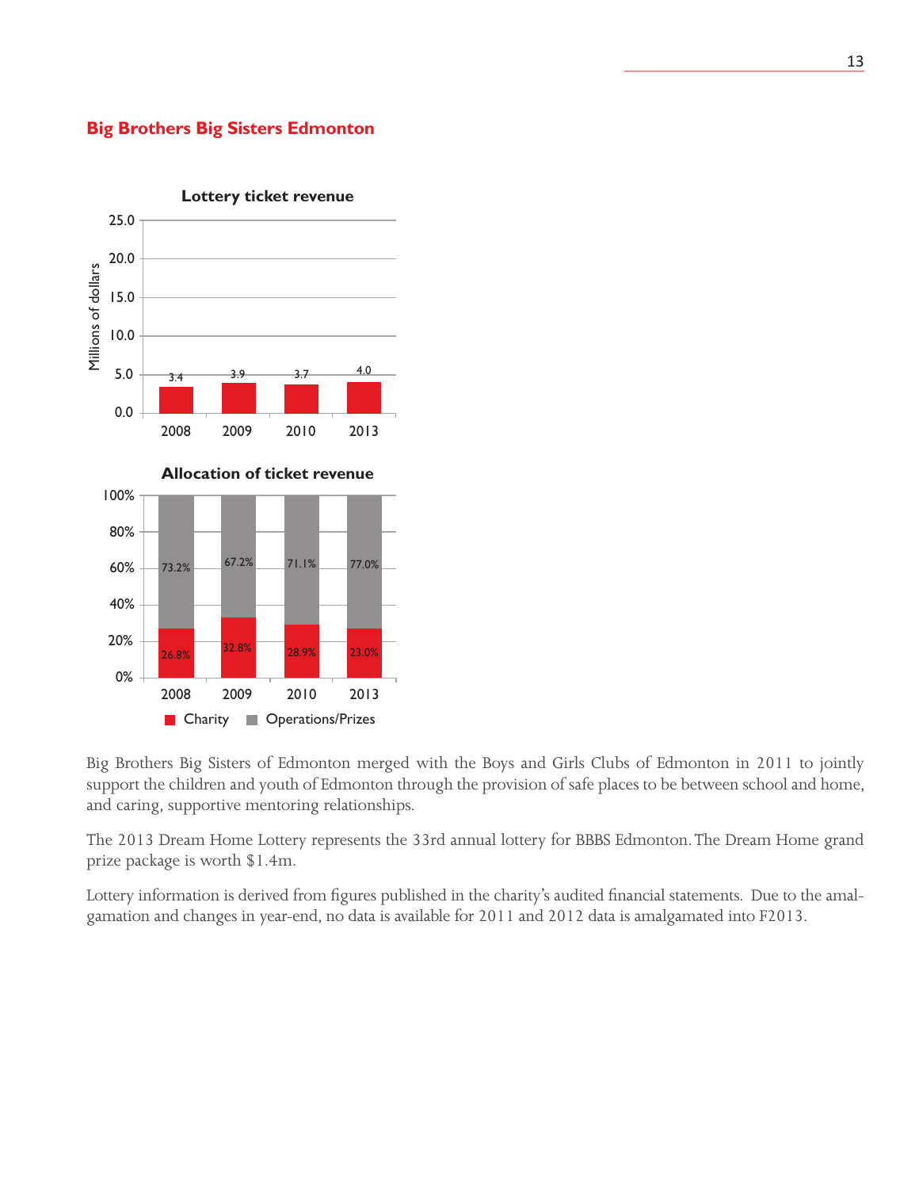## Big Brothers Big Sisters Edmonton

**Lottery ticket revenue**

| Year | Millions of dollars |
|---|---|
| 2008 | 3.4 |
| 2009 | 3.9 |
| 2010 | 3.7 |
| 2013 | 4.0 |

**Allocation of ticket revenue**

| Year | Charity | Operations/Prizes |
|---|---|---|
| 2008 | 26.8% | 73.2% |
| 2009 | 32.8% | 67.2% |
| 2010 | 28.9% | 71.1% |
| 2013 | 23.0% | 77.0% |

Big Brothers Big Sisters of Edmonton merged with the Boys and Girls Clubs of Edmonton in 2011 to jointly support the children and youth of Edmonton through the provision of safe places to be between school and home, and caring, supportive mentoring relationships.

The 2013 Dream Home Lottery represents the 33rd annual lottery for BBBS Edmonton. The Dream Home grand prize package is worth $1.4m.

Lottery information is derived from figures published in the charity's audited financial statements. Due to the amalgamation and changes in year-end, no data is available for 2011 and 2012 data is amalgamated into F2013.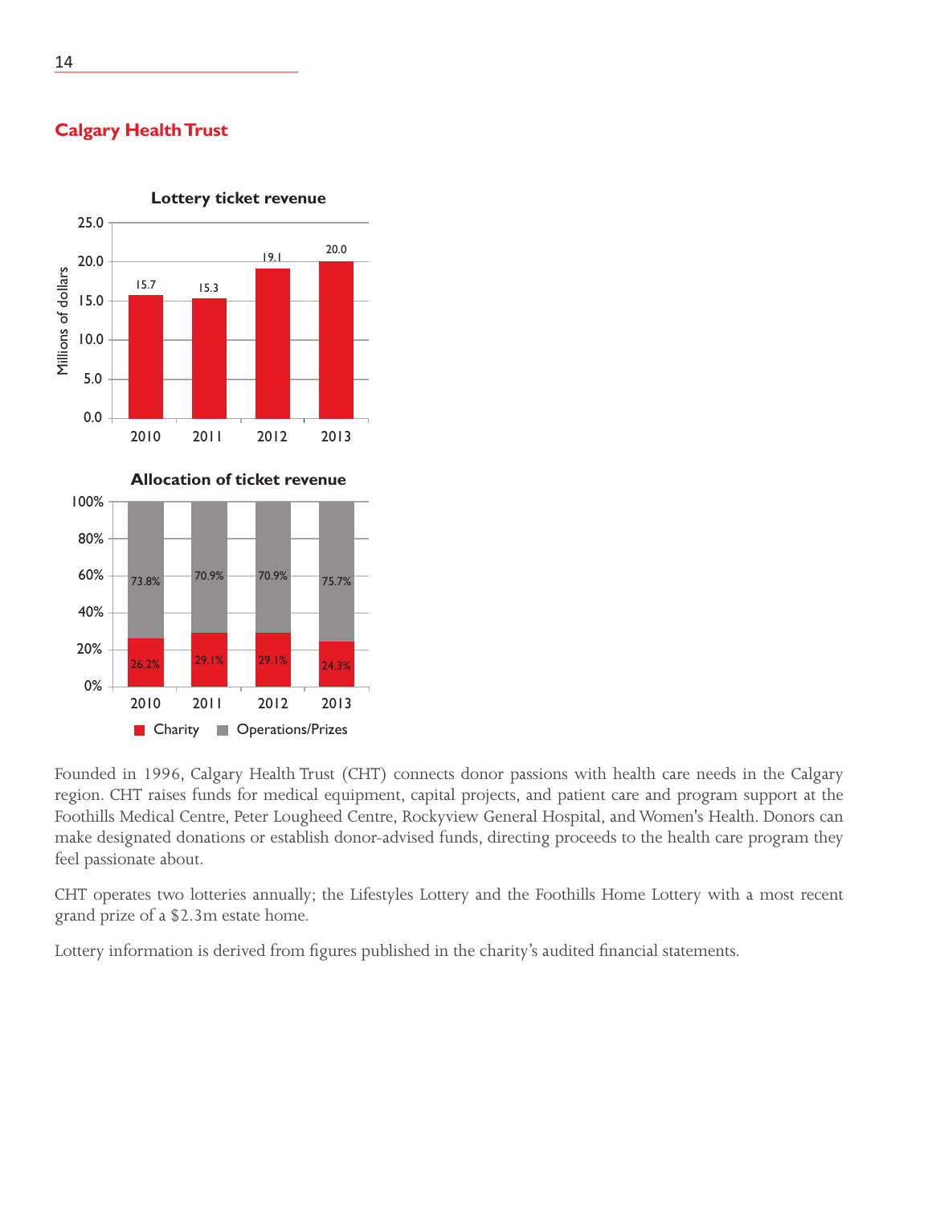## Calgary Health Trust

**Lottery ticket revenue**

| Year | Millions of dollars |
|---|---|
| 2010 | 15.7 |
| 2011 | 15.3 |
| 2012 | 19.1 |
| 2013 | 20.0 |

**Allocation of ticket revenue**

| Year | Charity | Operations/Prizes |
|---|---|---|
| 2010 | 26.2% | 73.8% |
| 2011 | 29.1% | 70.9% |
| 2012 | 29.1% | 70.9% |
| 2013 | 24.3% | 75.7% |

Founded in 1996, Calgary Health Trust (CHT) connects donor passions with health care needs in the Calgary region. CHT raises funds for medical equipment, capital projects, and patient care and program support at the Foothills Medical Centre, Peter Lougheed Centre, Rockyview General Hospital, and Women's Health. Donors can make designated donations or establish donor-advised funds, directing proceeds to the health care program they feel passionate about.

CHT operates two lotteries annually; the Lifestyles Lottery and the Foothills Home Lottery with a most recent grand prize of a $2.3m estate home.

Lottery information is derived from figures published in the charity's audited financial statements.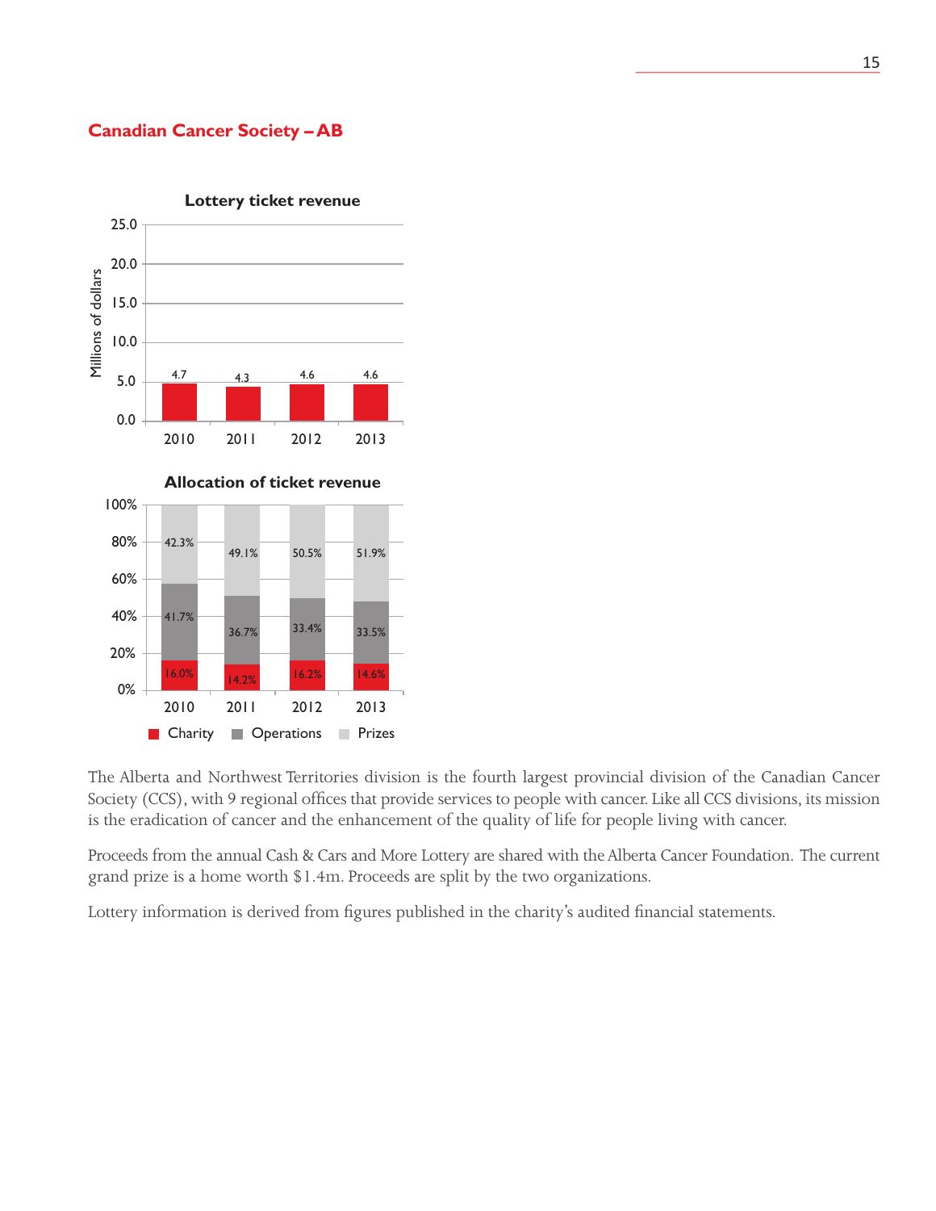## Canadian Cancer Society – AB

**Lottery ticket revenue**

| Year | Millions of dollars |
|---|---|
| 2010 | 4.7 |
| 2011 | 4.3 |
| 2012 | 4.6 |
| 2013 | 4.6 |

**Allocation of ticket revenue**

| Year | Charity | Operations | Prizes |
|---|---|---|---|
| 2010 | 16.0% | 41.7% | 42.3% |
| 2011 | 14.2% | 36.7% | 49.1% |
| 2012 | 16.2% | 33.4% | 50.5% |
| 2013 | 14.6% | 33.5% | 51.9% |

The Alberta and Northwest Territories division is the fourth largest provincial division of the Canadian Cancer Society (CCS), with 9 regional offices that provide services to people with cancer. Like all CCS divisions, its mission is the eradication of cancer and the enhancement of the quality of life for people living with cancer.

Proceeds from the annual Cash & Cars and More Lottery are shared with the Alberta Cancer Foundation. The current grand prize is a home worth $1.4m. Proceeds are split by the two organizations.

Lottery information is derived from figures published in the charity's audited financial statements.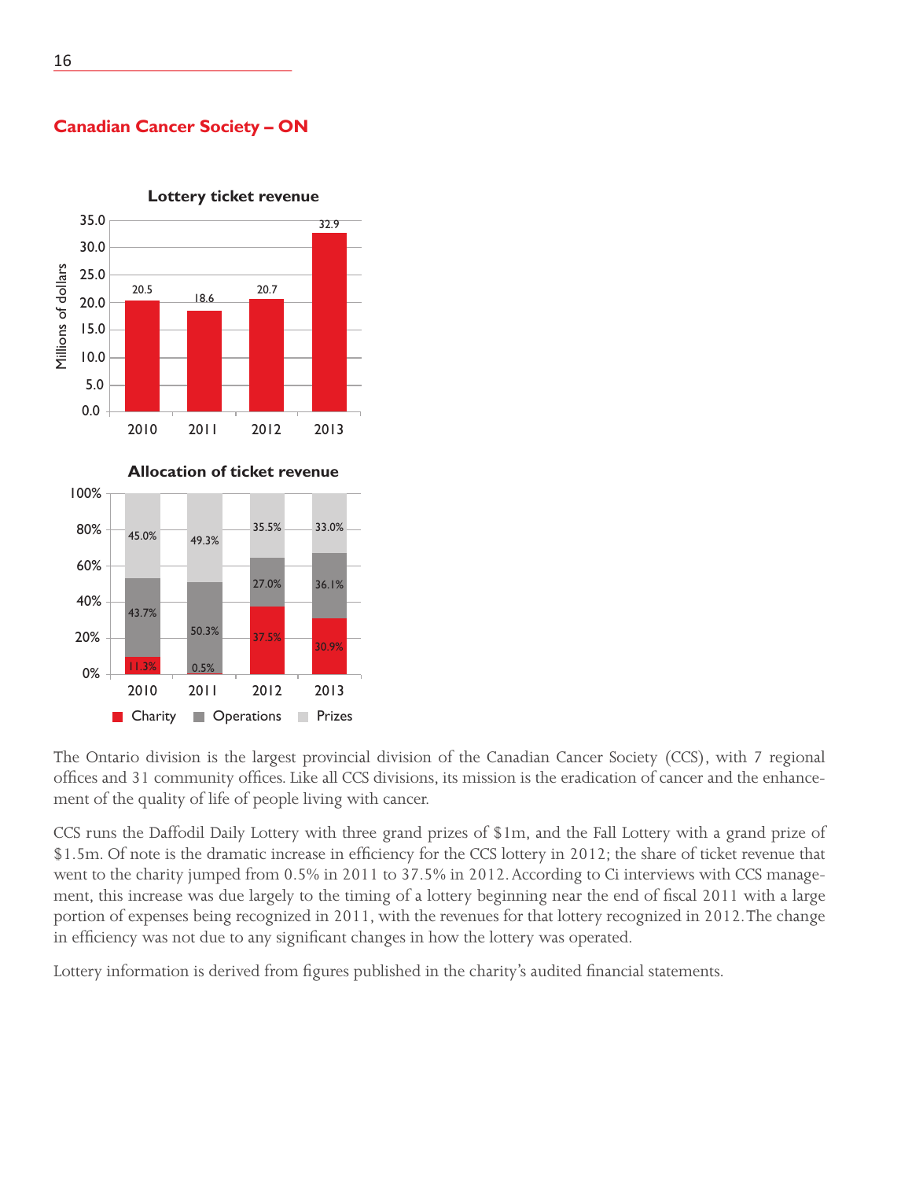## Canadian Cancer Society – ON

**Lottery ticket revenue**

| Year | Millions of dollars |
|---|---|
| 2010 | 20.5 |
| 2011 | 18.6 |
| 2012 | 20.7 |
| 2013 | 32.9 |

**Allocation of ticket revenue**

| Year | Charity | Operations | Prizes |
|---|---|---|---|
| 2010 | 11.3% | 43.7% | 45.0% |
| 2011 | 0.5% | 50.3% | 49.3% |
| 2012 | 37.5% | 27.0% | 35.5% |
| 2013 | 30.9% | 36.1% | 33.0% |

The Ontario division is the largest provincial division of the Canadian Cancer Society (CCS), with 7 regional offices and 31 community offices. Like all CCS divisions, its mission is the eradication of cancer and the enhancement of the quality of life of people living with cancer.

CCS runs the Daffodil Daily Lottery with three grand prizes of $1m, and the Fall Lottery with a grand prize of $1.5m. Of note is the dramatic increase in efficiency for the CCS lottery in 2012; the share of ticket revenue that went to the charity jumped from 0.5% in 2011 to 37.5% in 2012. According to Ci interviews with CCS management, this increase was due largely to the timing of a lottery beginning near the end of fiscal 2011 with a large portion of expenses being recognized in 2011, with the revenues for that lottery recognized in 2012. The change in efficiency was not due to any significant changes in how the lottery was operated.

Lottery information is derived from figures published in the charity's audited financial statements.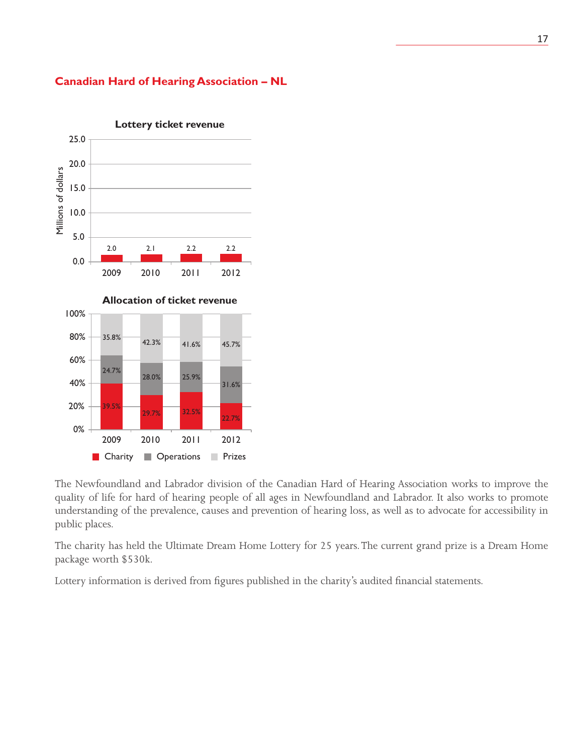## Canadian Hard of Hearing Association – NL

**Lottery ticket revenue**

| Year | Millions of dollars |
|---|---|
| 2009 | 2.0 |
| 2010 | 2.1 |
| 2011 | 2.2 |
| 2012 | 2.2 |

**Allocation of ticket revenue**

| Year | Charity | Operations | Prizes |
|---|---|---|---|
| 2009 | 39.5% | 24.7% | 35.8% |
| 2010 | 29.7% | 28.0% | 42.3% |
| 2011 | 32.5% | 25.9% | 41.6% |
| 2012 | 22.7% | 31.6% | 45.7% |

The Newfoundland and Labrador division of the Canadian Hard of Hearing Association works to improve the quality of life for hard of hearing people of all ages in Newfoundland and Labrador. It also works to promote understanding of the prevalence, causes and prevention of hearing loss, as well as to advocate for accessibility in public places.

The charity has held the Ultimate Dream Home Lottery for 25 years. The current grand prize is a Dream Home package worth $530k.

Lottery information is derived from figures published in the charity's audited financial statements.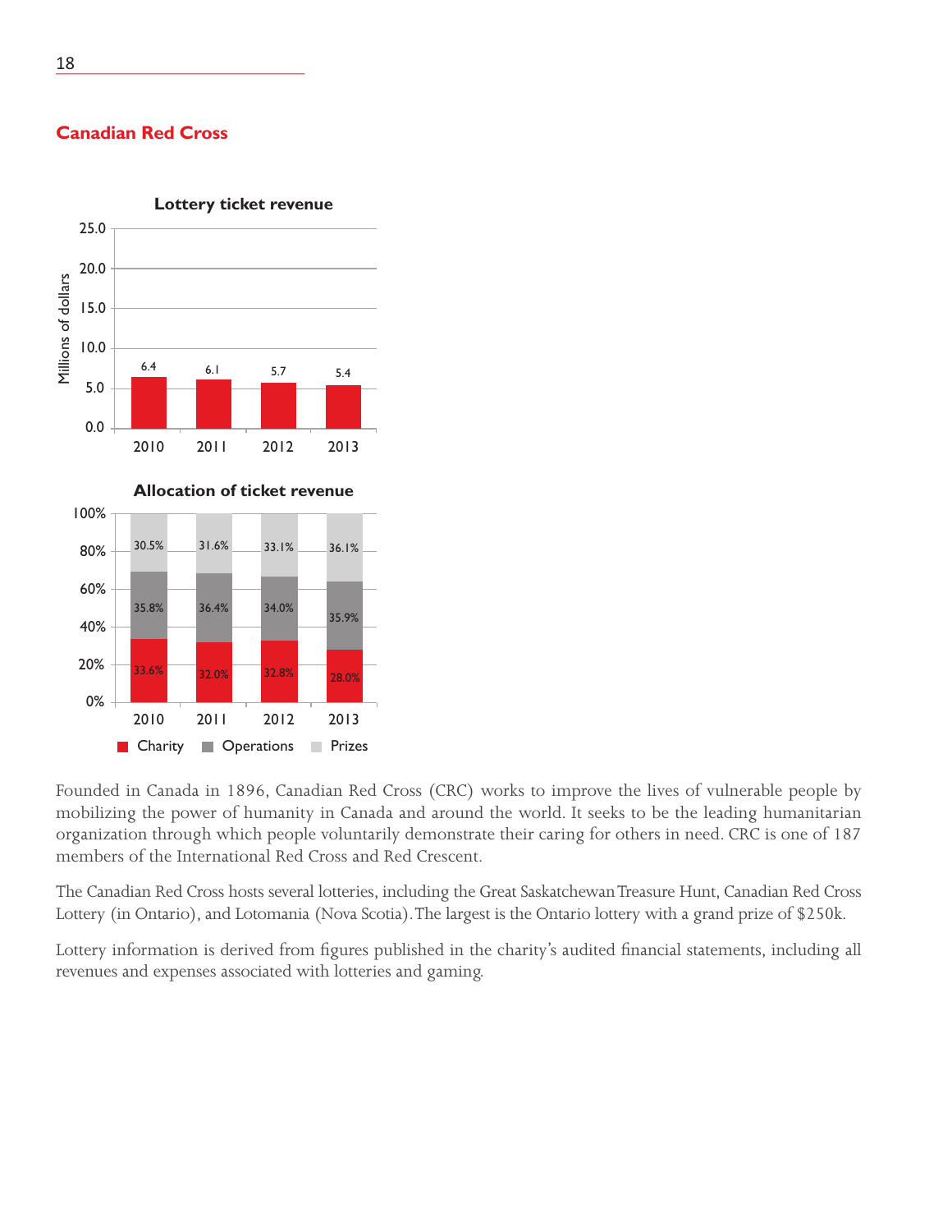## Canadian Red Cross

**Lottery ticket revenue**

| Year | Millions of dollars |
|---|---|
| 2010 | 6.4 |
| 2011 | 6.1 |
| 2012 | 5.7 |
| 2013 | 5.4 |

**Allocation of ticket revenue**

| Year | Charity | Operations | Prizes |
|---|---|---|---|
| 2010 | 33.6% | 35.8% | 30.5% |
| 2011 | 32.0% | 36.4% | 31.6% |
| 2012 | 32.8% | 34.0% | 33.1% |
| 2013 | 28.0% | 35.9% | 36.1% |

Founded in Canada in 1896, Canadian Red Cross (CRC) works to improve the lives of vulnerable people by mobilizing the power of humanity in Canada and around the world. It seeks to be the leading humanitarian organization through which people voluntarily demonstrate their caring for others in need. CRC is one of 187 members of the International Red Cross and Red Crescent.

The Canadian Red Cross hosts several lotteries, including the Great Saskatchewan Treasure Hunt, Canadian Red Cross Lottery (in Ontario), and Lotomania (Nova Scotia). The largest is the Ontario lottery with a grand prize of $250k.

Lottery information is derived from figures published in the charity's audited financial statements, including all revenues and expenses associated with lotteries and gaming.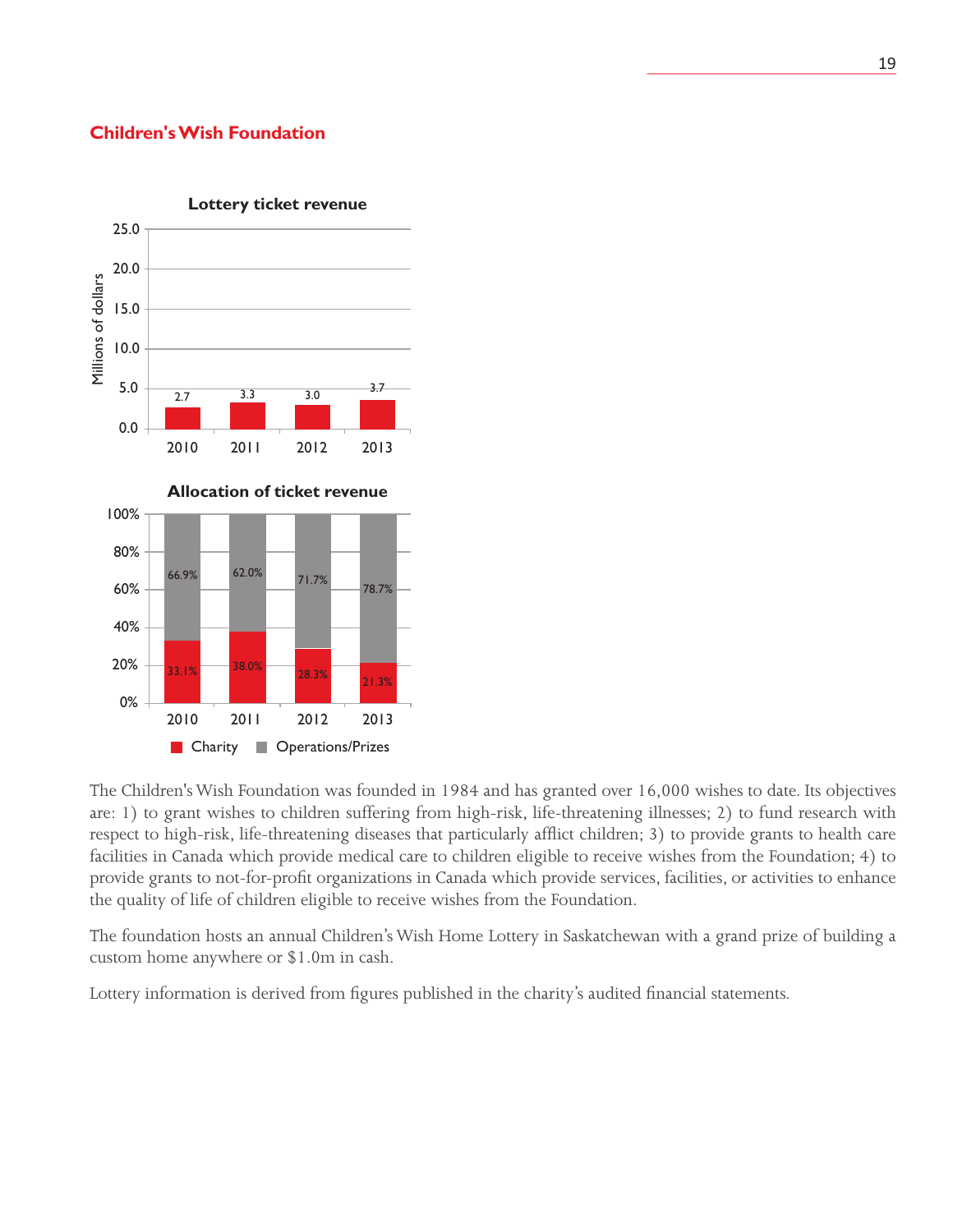## Children's Wish Foundation

**Lottery ticket revenue**

| Year | Millions of dollars |
|---|---|
| 2010 | 2.7 |
| 2011 | 3.3 |
| 2012 | 3.0 |
| 2013 | 3.7 |

**Allocation of ticket revenue**

| Year | Charity | Operations/Prizes |
|---|---|---|
| 2010 | 33.1% | 66.9% |
| 2011 | 38.0% | 62.0% |
| 2012 | 28.3% | 71.7% |
| 2013 | 21.3% | 78.7% |

The Children's Wish Foundation was founded in 1984 and has granted over 16,000 wishes to date. Its objectives are: 1) to grant wishes to children suffering from high-risk, life-threatening illnesses; 2) to fund research with respect to high-risk, life-threatening diseases that particularly afflict children; 3) to provide grants to health care facilities in Canada which provide medical care to children eligible to receive wishes from the Foundation; 4) to provide grants to not-for-profit organizations in Canada which provide services, facilities, or activities to enhance the quality of life of children eligible to receive wishes from the Foundation.

The foundation hosts an annual Children's Wish Home Lottery in Saskatchewan with a grand prize of building a custom home anywhere or $1.0m in cash.

Lottery information is derived from figures published in the charity's audited financial statements.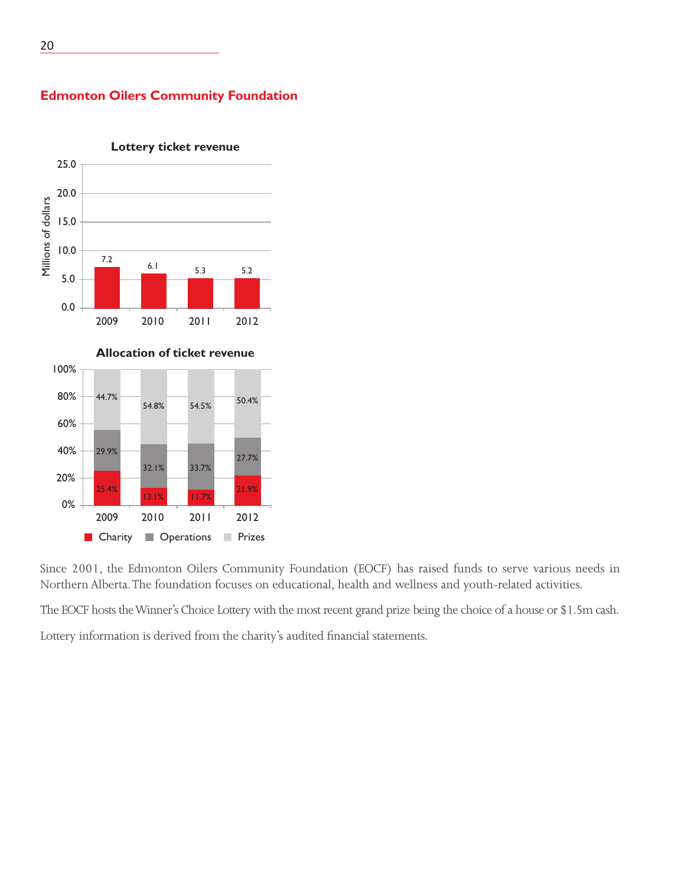## Edmonton Oilers Community Foundation

**Lottery ticket revenue**

| Year | Millions of dollars |
|---|---|
| 2009 | 7.2 |
| 2010 | 6.1 |
| 2011 | 5.3 |
| 2012 | 5.2 |

**Allocation of ticket revenue**

| Year | Charity | Operations | Prizes |
|---|---|---|---|
| 2009 | 25.4% | 29.9% | 44.7% |
| 2010 | 13.1% | 32.1% | 54.8% |
| 2011 | 11.7% | 33.7% | 54.5% |
| 2012 | 21.9% | 27.7% | 50.4% |

Since 2001, the Edmonton Oilers Community Foundation (EOCF) has raised funds to serve various needs in Northern Alberta. The foundation focuses on educational, health and wellness and youth-related activities.

The EOCF hosts the Winner's Choice Lottery with the most recent grand prize being the choice of a house or $1.5m cash.

Lottery information is derived from the charity's audited financial statements.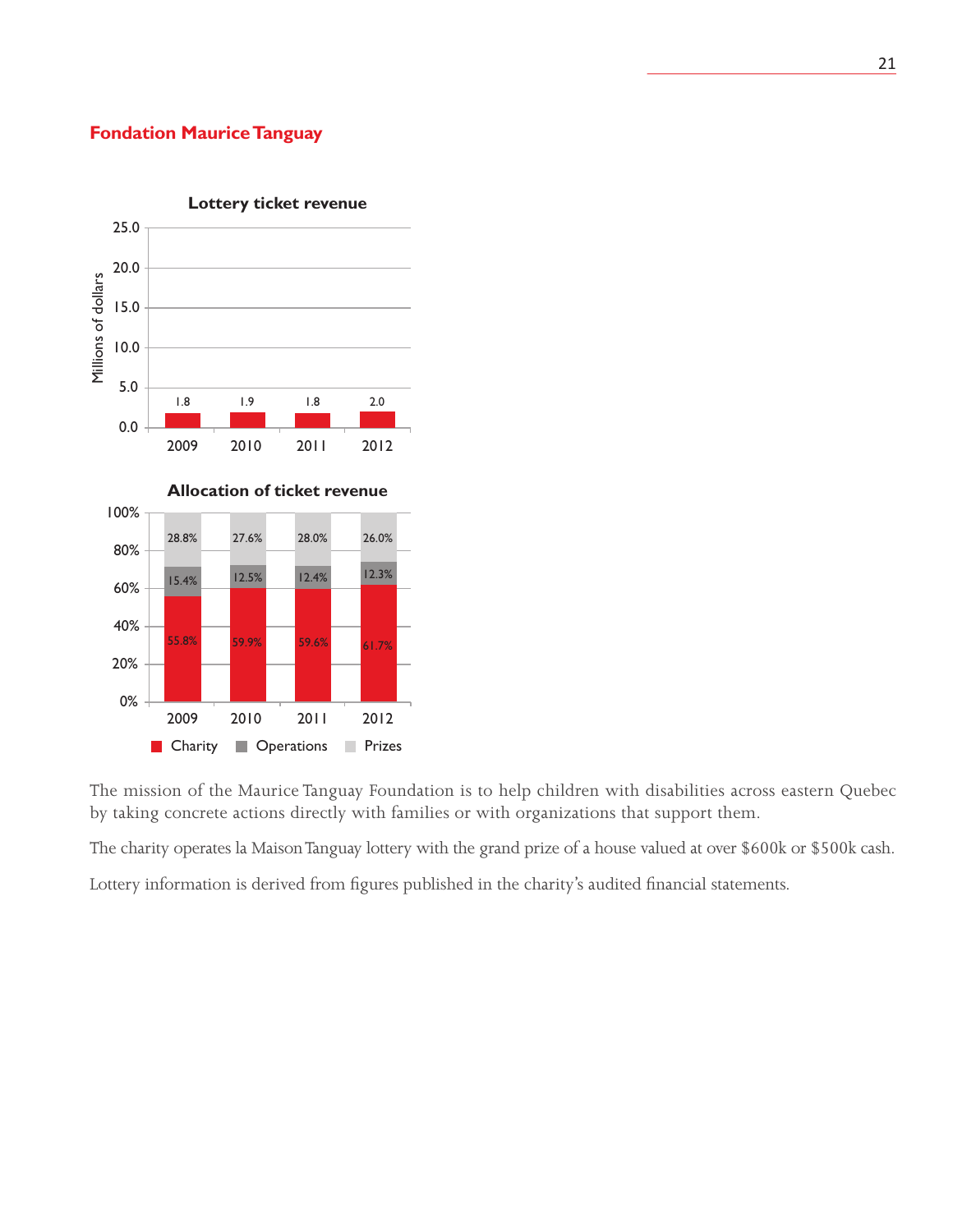## Fondation Maurice Tanguay

**Lottery ticket revenue**

Millions of dollars

| Year | Revenue |
| --- | --- |
| 2009 | 1.8 |
| 2010 | 1.9 |
| 2011 | 1.8 |
| 2012 | 2.0 |

**Allocation of ticket revenue**

| Year | Charity | Operations | Prizes |
| --- | --- | --- | --- |
| 2009 | 55.8% | 15.4% | 28.8% |
| 2010 | 59.9% | 12.5% | 27.6% |
| 2011 | 59.6% | 12.4% | 28.0% |
| 2012 | 61.7% | 12.3% | 26.0% |

The mission of the Maurice Tanguay Foundation is to help children with disabilities across eastern Quebec by taking concrete actions directly with families or with organizations that support them.

The charity operates la Maison Tanguay lottery with the grand prize of a house valued at over $600k or $500k cash.

Lottery information is derived from figures published in the charity's audited financial statements.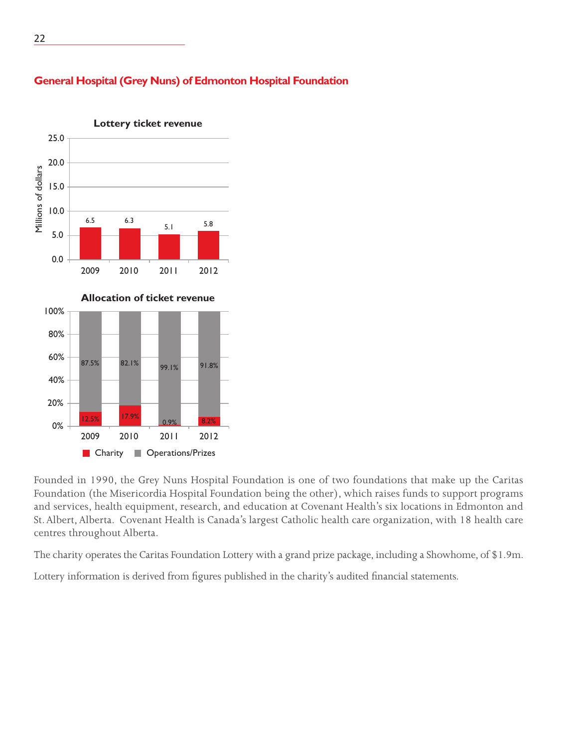## General Hospital (Grey Nuns) of Edmonton Hospital Foundation

**Lottery ticket revenue**

| Year | Millions of dollars |
|---|---|
| 2009 | 6.5 |
| 2010 | 6.3 |
| 2011 | 5.1 |
| 2012 | 5.8 |

**Allocation of ticket revenue**

| Year | Charity | Operations/Prizes |
|---|---|---|
| 2009 | 12.5% | 87.5% |
| 2010 | 17.9% | 82.1% |
| 2011 | 0.9% | 99.1% |
| 2012 | 8.2% | 91.8% |

Founded in 1990, the Grey Nuns Hospital Foundation is one of two foundations that make up the Caritas Foundation (the Misericordia Hospital Foundation being the other), which raises funds to support programs and services, health equipment, research, and education at Covenant Health's six locations in Edmonton and St. Albert, Alberta. Covenant Health is Canada's largest Catholic health care organization, with 18 health care centres throughout Alberta.

The charity operates the Caritas Foundation Lottery with a grand prize package, including a Showhome, of $1.9m.

Lottery information is derived from figures published in the charity's audited financial statements.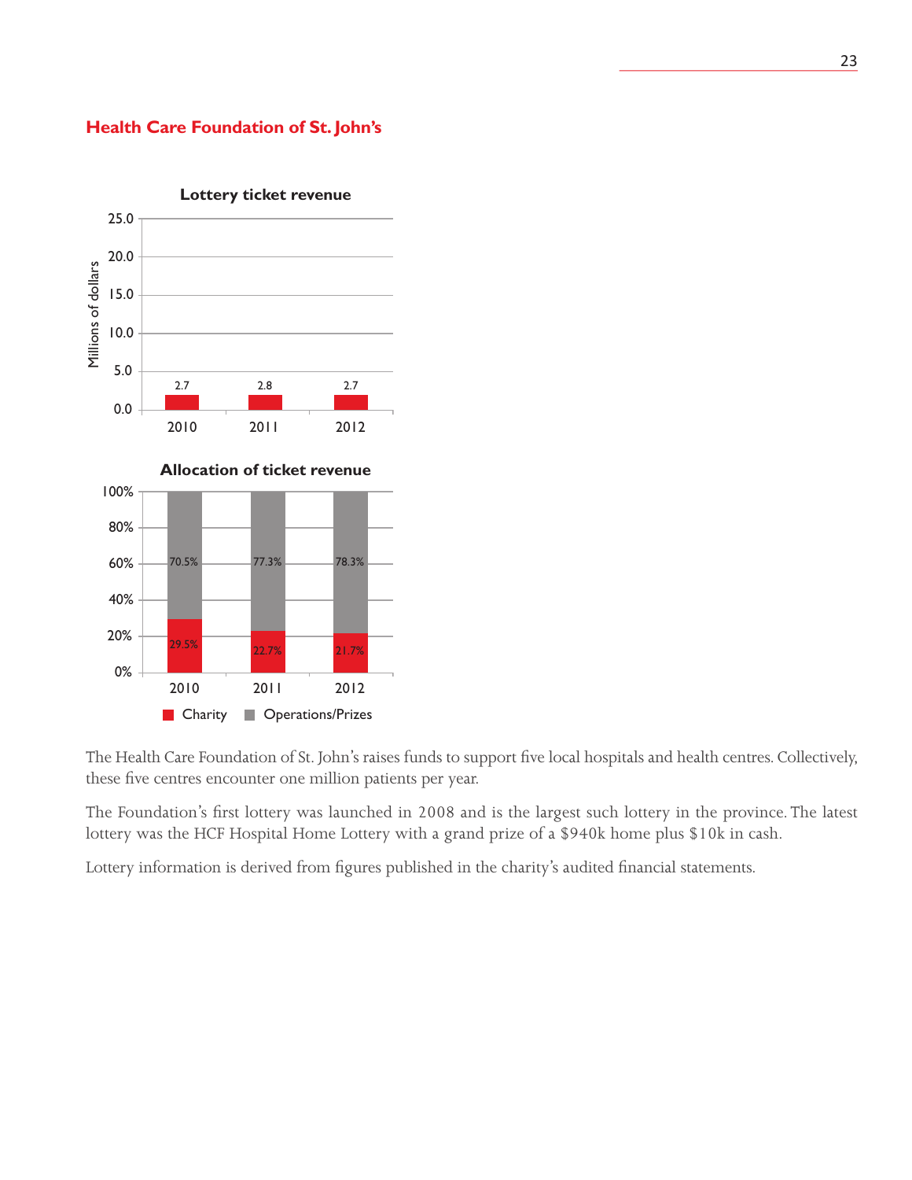## Health Care Foundation of St. John's

**Lottery ticket revenue**

| Year | Millions of dollars |
|---|---|
| 2010 | 2.7 |
| 2011 | 2.8 |
| 2012 | 2.7 |

**Allocation of ticket revenue**

| Year | Charity | Operations/Prizes |
|---|---|---|
| 2010 | 29.5% | 70.5% |
| 2011 | 22.7% | 77.3% |
| 2012 | 21.7% | 78.3% |

The Health Care Foundation of St. John's raises funds to support five local hospitals and health centres. Collectively, these five centres encounter one million patients per year.

The Foundation's first lottery was launched in 2008 and is the largest such lottery in the province. The latest lottery was the HCF Hospital Home Lottery with a grand prize of a $940k home plus $10k in cash.

Lottery information is derived from figures published in the charity's audited financial statements.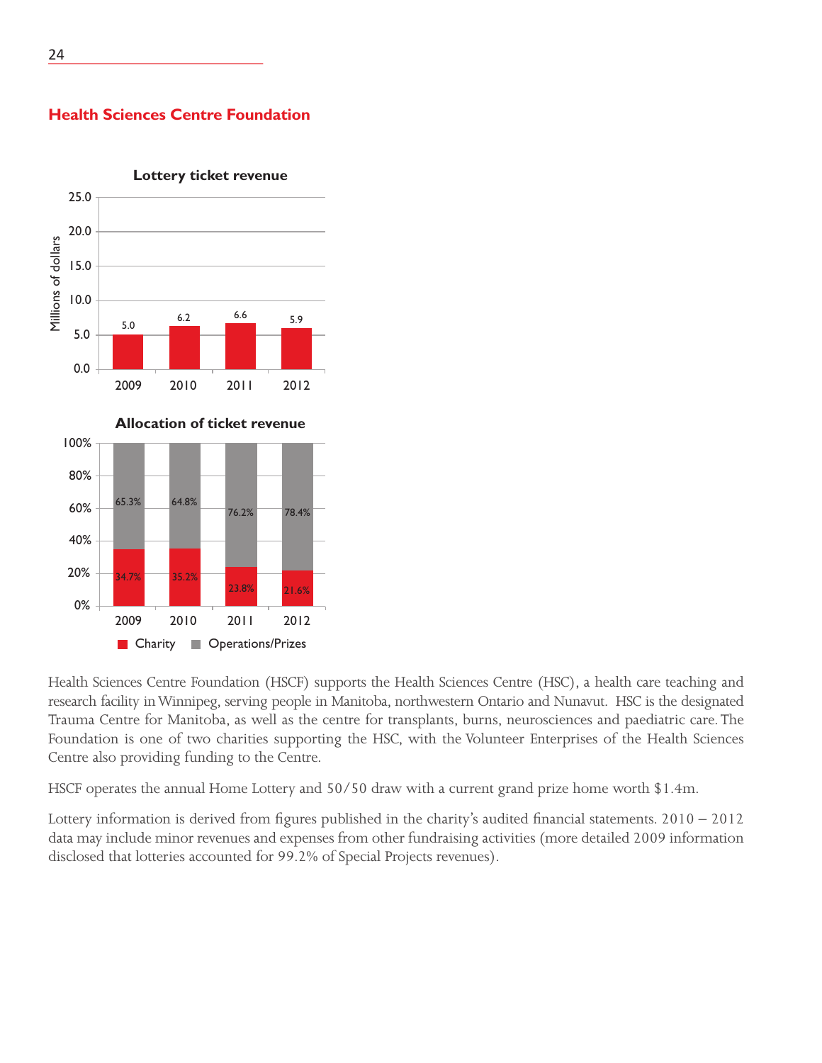## Health Sciences Centre Foundation

**Lottery ticket revenue**

| Year | Millions of dollars |
|---|---|
| 2009 | 5.0 |
| 2010 | 6.2 |
| 2011 | 6.6 |
| 2012 | 5.9 |

**Allocation of ticket revenue**

| Year | Charity | Operations/Prizes |
|---|---|---|
| 2009 | 34.7% | 65.3% |
| 2010 | 35.2% | 64.8% |
| 2011 | 23.8% | 76.2% |
| 2012 | 21.6% | 78.4% |

Health Sciences Centre Foundation (HSCF) supports the Health Sciences Centre (HSC), a health care teaching and research facility in Winnipeg, serving people in Manitoba, northwestern Ontario and Nunavut. HSC is the designated Trauma Centre for Manitoba, as well as the centre for transplants, burns, neurosciences and paediatric care. The Foundation is one of two charities supporting the HSC, with the Volunteer Enterprises of the Health Sciences Centre also providing funding to the Centre.

HSCF operates the annual Home Lottery and 50/50 draw with a current grand prize home worth $1.4m.

Lottery information is derived from figures published in the charity's audited financial statements. 2010 – 2012 data may include minor revenues and expenses from other fundraising activities (more detailed 2009 information disclosed that lotteries accounted for 99.2% of Special Projects revenues).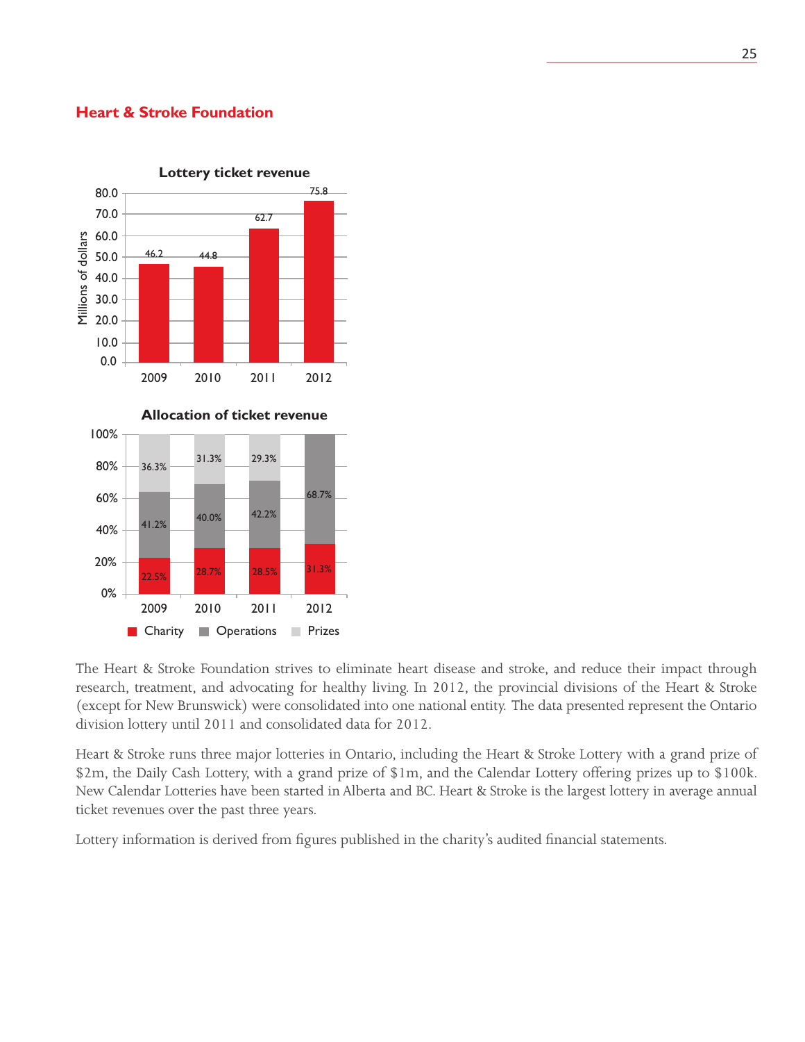## Heart & Stroke Foundation

**Lottery ticket revenue**

| Year | Millions of dollars |
|---|---|
| 2009 | 46.2 |
| 2010 | 44.8 |
| 2011 | 62.7 |
| 2012 | 75.8 |

**Allocation of ticket revenue**

| Year | Charity | Operations | Prizes |
|---|---|---|---|
| 2009 | 22.5% | 41.2% | 36.3% |
| 2010 | 28.7% | 40.0% | 31.3% |
| 2011 | 28.5% | 42.2% | 29.3% |
| 2012 | 31.3% | 68.7% | |

The Heart & Stroke Foundation strives to eliminate heart disease and stroke, and reduce their impact through research, treatment, and advocating for healthy living. In 2012, the provincial divisions of the Heart & Stroke (except for New Brunswick) were consolidated into one national entity. The data presented represent the Ontario division lottery until 2011 and consolidated data for 2012.

Heart & Stroke runs three major lotteries in Ontario, including the Heart & Stroke Lottery with a grand prize of $2m, the Daily Cash Lottery, with a grand prize of $1m, and the Calendar Lottery offering prizes up to $100k. New Calendar Lotteries have been started in Alberta and BC. Heart & Stroke is the largest lottery in average annual ticket revenues over the past three years.

Lottery information is derived from figures published in the charity's audited financial statements.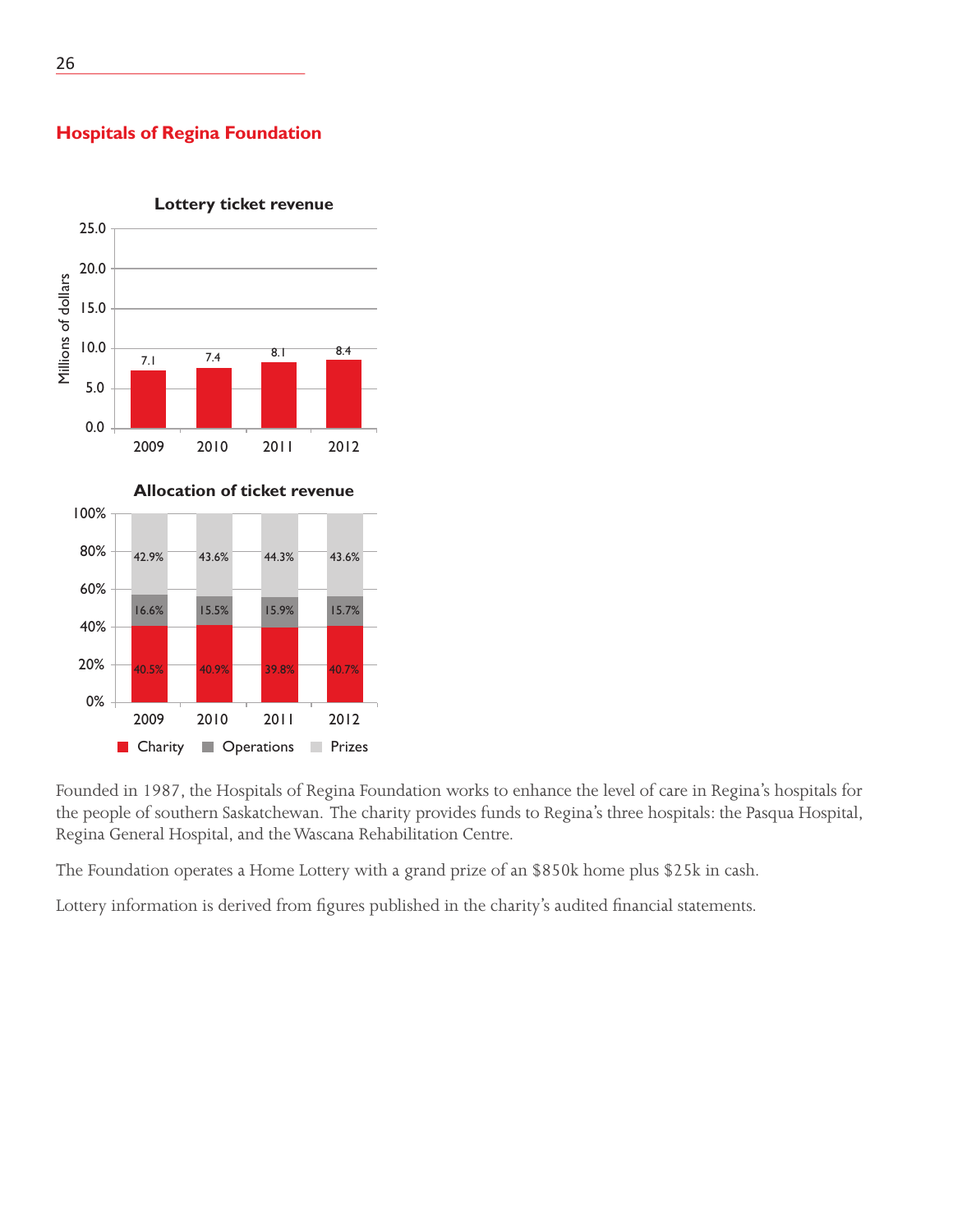## Hospitals of Regina Foundation

**Lottery ticket revenue**

| Year | Millions of dollars |
|---|---|
| 2009 | 7.1 |
| 2010 | 7.4 |
| 2011 | 8.1 |
| 2012 | 8.4 |

**Allocation of ticket revenue**

| Year | Charity | Operations | Prizes |
|---|---|---|---|
| 2009 | 40.5% | 16.6% | 42.9% |
| 2010 | 40.9% | 15.5% | 43.6% |
| 2011 | 39.8% | 15.9% | 44.3% |
| 2012 | 40.7% | 15.7% | 43.6% |

Founded in 1987, the Hospitals of Regina Foundation works to enhance the level of care in Regina's hospitals for the people of southern Saskatchewan. The charity provides funds to Regina's three hospitals: the Pasqua Hospital, Regina General Hospital, and the Wascana Rehabilitation Centre.

The Foundation operates a Home Lottery with a grand prize of an $850k home plus $25k in cash.

Lottery information is derived from figures published in the charity's audited financial statements.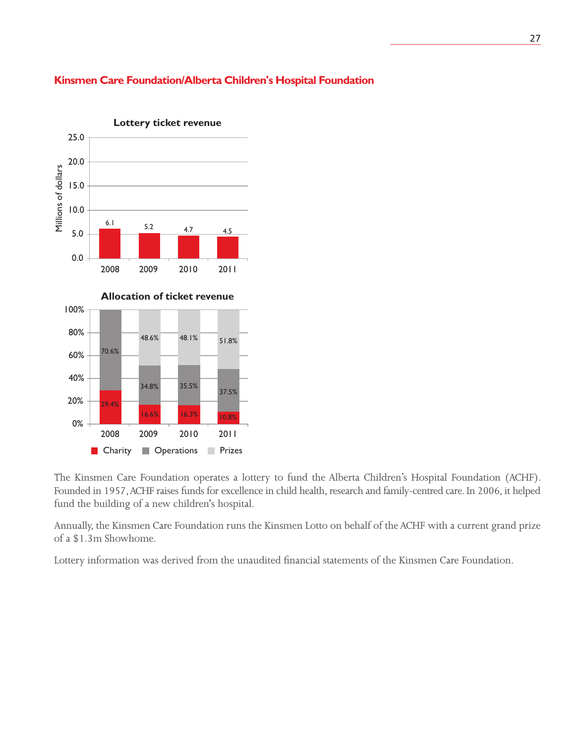## Kinsmen Care Foundation/Alberta Children's Hospital Foundation

**Lottery ticket revenue**

| Year | Millions of dollars |
|---|---|
| 2008 | 6.1 |
| 2009 | 5.2 |
| 2010 | 4.7 |
| 2011 | 4.5 |

**Allocation of ticket revenue**

| Year | Charity | Operations | Prizes |
|---|---|---|---|
| 2008 | 29.4% | 70.6% | |
| 2009 | 16.6% | 34.8% | 48.6% |
| 2010 | 16.3% | 35.5% | 48.1% |
| 2011 | 10.8% | 37.5% | 51.8% |

The Kinsmen Care Foundation operates a lottery to fund the Alberta Children's Hospital Foundation (ACHF). Founded in 1957, ACHF raises funds for excellence in child health, research and family-centred care. In 2006, it helped fund the building of a new children's hospital.

Annually, the Kinsmen Care Foundation runs the Kinsmen Lotto on behalf of the ACHF with a current grand prize of a $1.3m Showhome.

Lottery information was derived from the unaudited financial statements of the Kinsmen Care Foundation.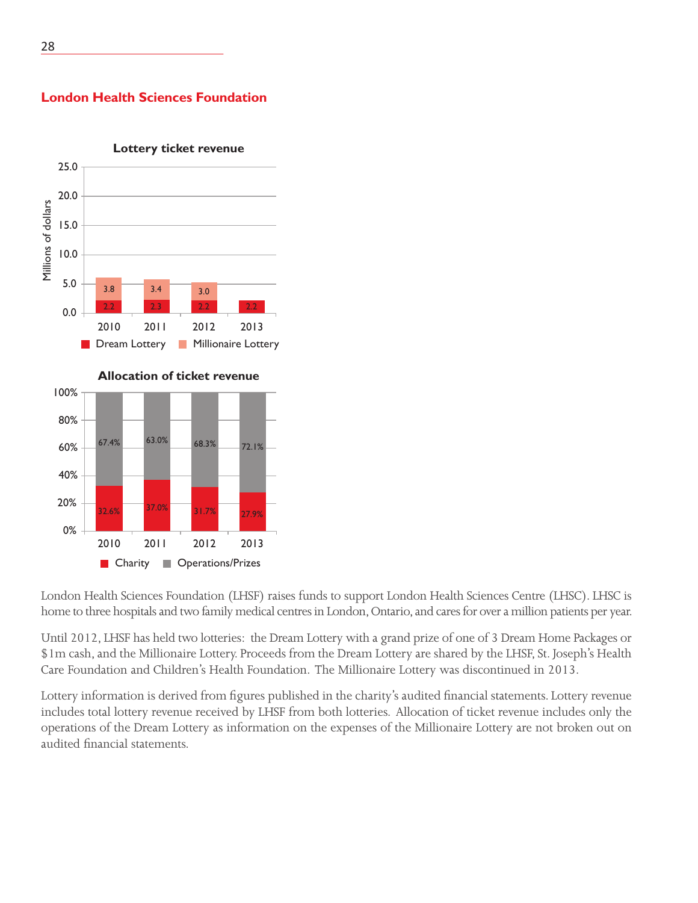## London Health Sciences Foundation

**Lottery ticket revenue**

(Millions of dollars)

| Year | Dream Lottery | Millionaire Lottery |
|---|---|---|
| 2010 | 2.2 | 3.8 |
| 2011 | 2.3 | 3.4 |
| 2012 | 2.2 | 3.0 |
| 2013 | 2.2 | |

**Allocation of ticket revenue**

| Year | Charity | Operations/Prizes |
|---|---|---|
| 2010 | 32.6% | 67.4% |
| 2011 | 37.0% | 63.0% |
| 2012 | 31.7% | 68.3% |
| 2013 | 27.9% | 72.1% |

London Health Sciences Foundation (LHSF) raises funds to support London Health Sciences Centre (LHSC). LHSC is home to three hospitals and two family medical centres in London, Ontario, and cares for over a million patients per year.

Until 2012, LHSF has held two lotteries: the Dream Lottery with a grand prize of one of 3 Dream Home Packages or $1m cash, and the Millionaire Lottery. Proceeds from the Dream Lottery are shared by the LHSF, St. Joseph's Health Care Foundation and Children's Health Foundation. The Millionaire Lottery was discontinued in 2013.

Lottery information is derived from figures published in the charity's audited financial statements. Lottery revenue includes total lottery revenue received by LHSF from both lotteries. Allocation of ticket revenue includes only the operations of the Dream Lottery as information on the expenses of the Millionaire Lottery are not broken out on audited financial statements.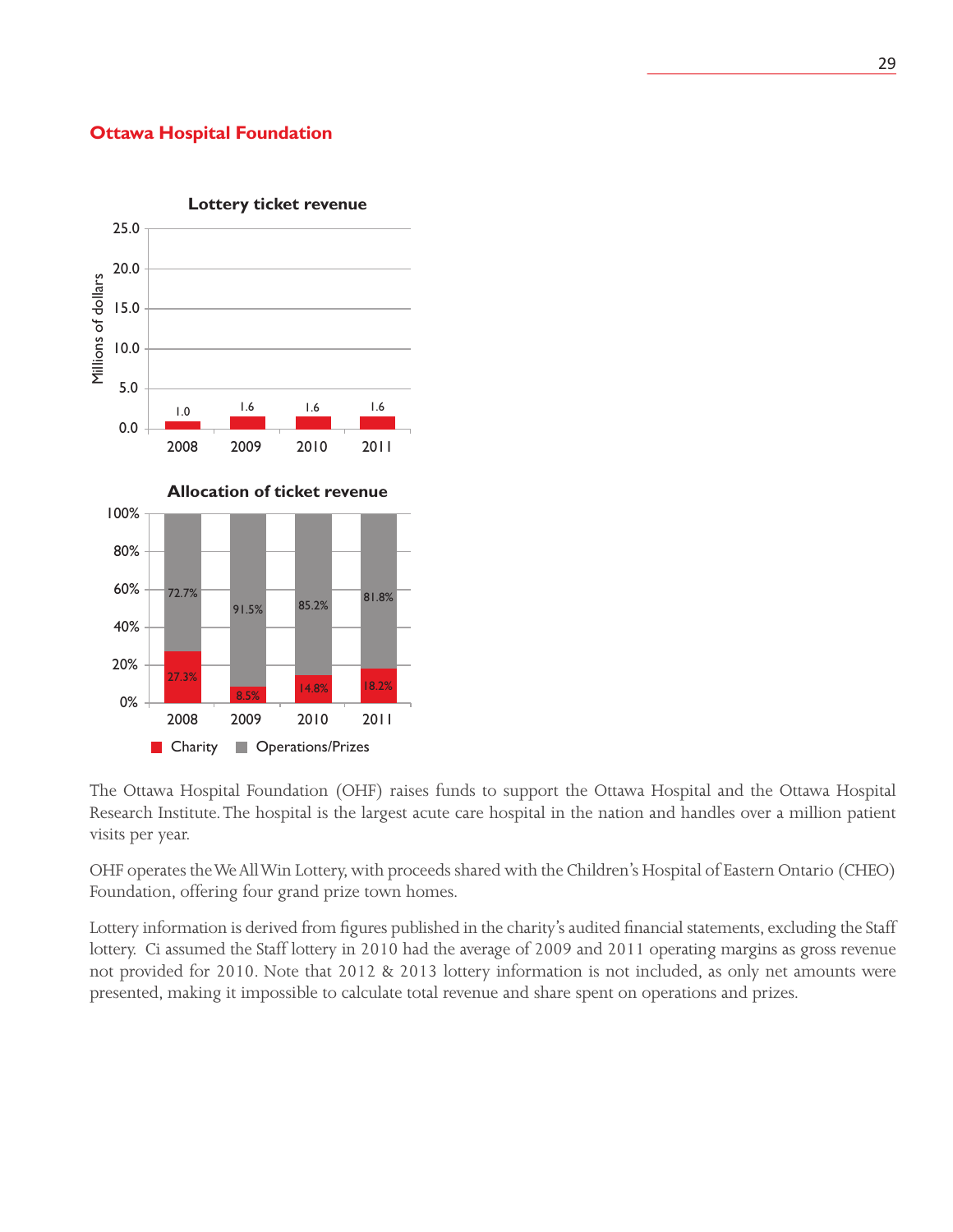## Ottawa Hospital Foundation

**Lottery ticket revenue**

| Year | Millions of dollars |
|---|---|
| 2008 | 1.0 |
| 2009 | 1.6 |
| 2010 | 1.6 |
| 2011 | 1.6 |

**Allocation of ticket revenue**

| Year | Charity | Operations/Prizes |
|---|---|---|
| 2008 | 27.3% | 72.7% |
| 2009 | 8.5% | 91.5% |
| 2010 | 14.8% | 85.2% |
| 2011 | 18.2% | 81.8% |

The Ottawa Hospital Foundation (OHF) raises funds to support the Ottawa Hospital and the Ottawa Hospital Research Institute. The hospital is the largest acute care hospital in the nation and handles over a million patient visits per year.

OHF operates the We All Win Lottery, with proceeds shared with the Children's Hospital of Eastern Ontario (CHEO) Foundation, offering four grand prize town homes.

Lottery information is derived from figures published in the charity's audited financial statements, excluding the Staff lottery. Ci assumed the Staff lottery in 2010 had the average of 2009 and 2011 operating margins as gross revenue not provided for 2010. Note that 2012 & 2013 lottery information is not included, as only net amounts were presented, making it impossible to calculate total revenue and share spent on operations and prizes.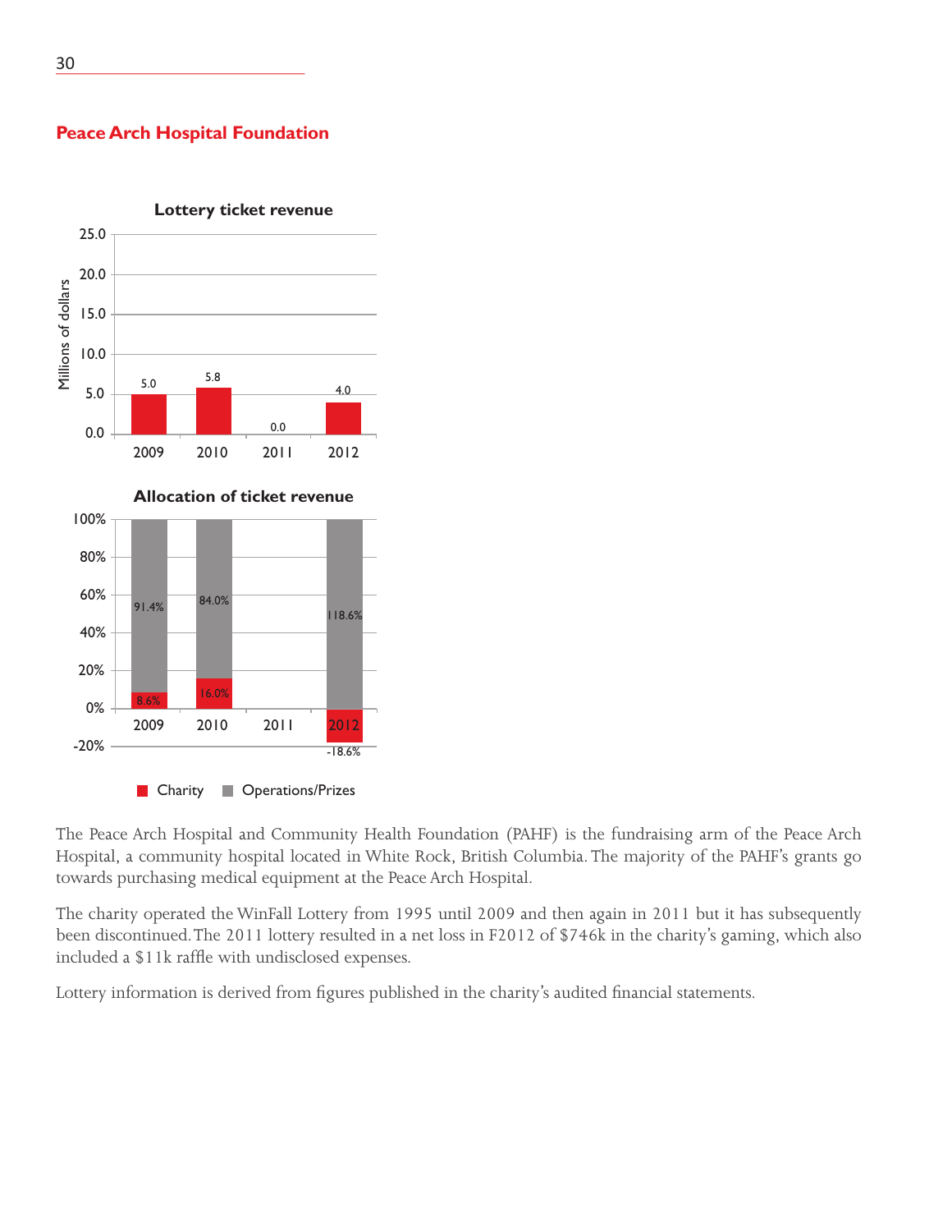## Peace Arch Hospital Foundation

**Lottery ticket revenue**

| Year | Millions of dollars |
|---|---|
| 2009 | 5.0 |
| 2010 | 5.8 |
| 2011 | 0.0 |
| 2012 | 4.0 |

**Allocation of ticket revenue**

| Year | Charity | Operations/Prizes |
|---|---|---|
| 2009 | 8.6% | 91.4% |
| 2010 | 16.0% | 84.0% |
| 2011 | | |
| 2012 | -18.6% | 118.6% |

The Peace Arch Hospital and Community Health Foundation (PAHF) is the fundraising arm of the Peace Arch Hospital, a community hospital located in White Rock, British Columbia. The majority of the PAHF's grants go towards purchasing medical equipment at the Peace Arch Hospital.

The charity operated the WinFall Lottery from 1995 until 2009 and then again in 2011 but it has subsequently been discontinued. The 2011 lottery resulted in a net loss in F2012 of $746k in the charity's gaming, which also included a $11k raffle with undisclosed expenses.

Lottery information is derived from figures published in the charity's audited financial statements.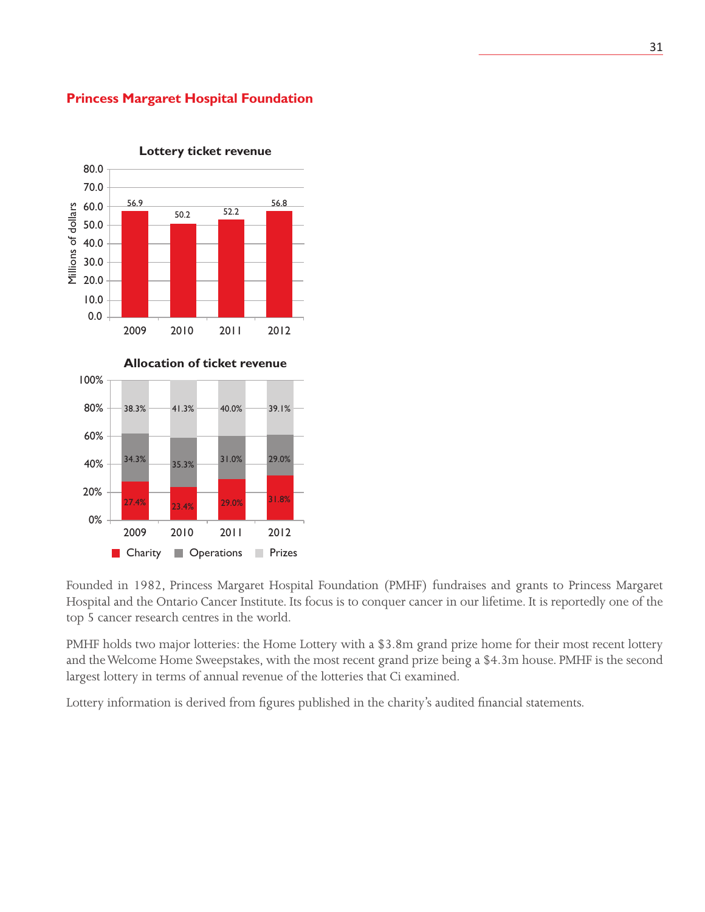## Princess Margaret Hospital Foundation

**Lottery ticket revenue**

| Year | Millions of dollars |
|---|---|
| 2009 | 56.9 |
| 2010 | 50.2 |
| 2011 | 52.2 |
| 2012 | 56.8 |

**Allocation of ticket revenue**

| Year | Charity | Operations | Prizes |
|---|---|---|---|
| 2009 | 27.4% | 34.3% | 38.3% |
| 2010 | 23.4% | 35.3% | 41.3% |
| 2011 | 29.0% | 31.0% | 40.0% |
| 2012 | 31.8% | 29.0% | 39.1% |

Founded in 1982, Princess Margaret Hospital Foundation (PMHF) fundraises and grants to Princess Margaret Hospital and the Ontario Cancer Institute. Its focus is to conquer cancer in our lifetime. It is reportedly one of the top 5 cancer research centres in the world.

PMHF holds two major lotteries: the Home Lottery with a $3.8m grand prize home for their most recent lottery and the Welcome Home Sweepstakes, with the most recent grand prize being a $4.3m house. PMHF is the second largest lottery in terms of annual revenue of the lotteries that Ci examined.

Lottery information is derived from figures published in the charity's audited financial statements.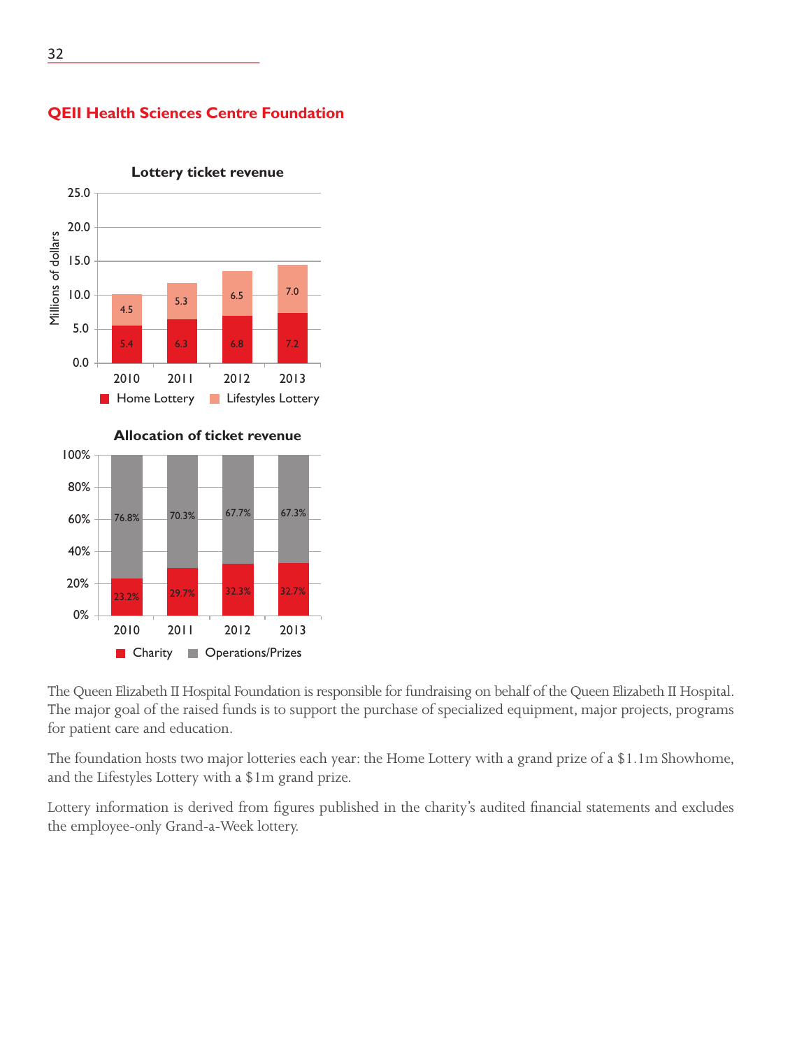## QEII Health Sciences Centre Foundation

**Lottery ticket revenue**

Millions of dollars

| Year | Home Lottery | Lifestyles Lottery |
|---|---|---|
| 2010 | 5.4 | 4.5 |
| 2011 | 6.3 | 5.3 |
| 2012 | 6.8 | 6.5 |
| 2013 | 7.2 | 7.0 |

**Allocation of ticket revenue**

| Year | Charity | Operations/Prizes |
|---|---|---|
| 2010 | 23.2% | 76.8% |
| 2011 | 29.7% | 70.3% |
| 2012 | 32.3% | 67.7% |
| 2013 | 32.7% | 67.3% |

The Queen Elizabeth II Hospital Foundation is responsible for fundraising on behalf of the Queen Elizabeth II Hospital. The major goal of the raised funds is to support the purchase of specialized equipment, major projects, programs for patient care and education.

The foundation hosts two major lotteries each year: the Home Lottery with a grand prize of a $1.1m Showhome, and the Lifestyles Lottery with a $1m grand prize.

Lottery information is derived from figures published in the charity's audited financial statements and excludes the employee-only Grand-a-Week lottery.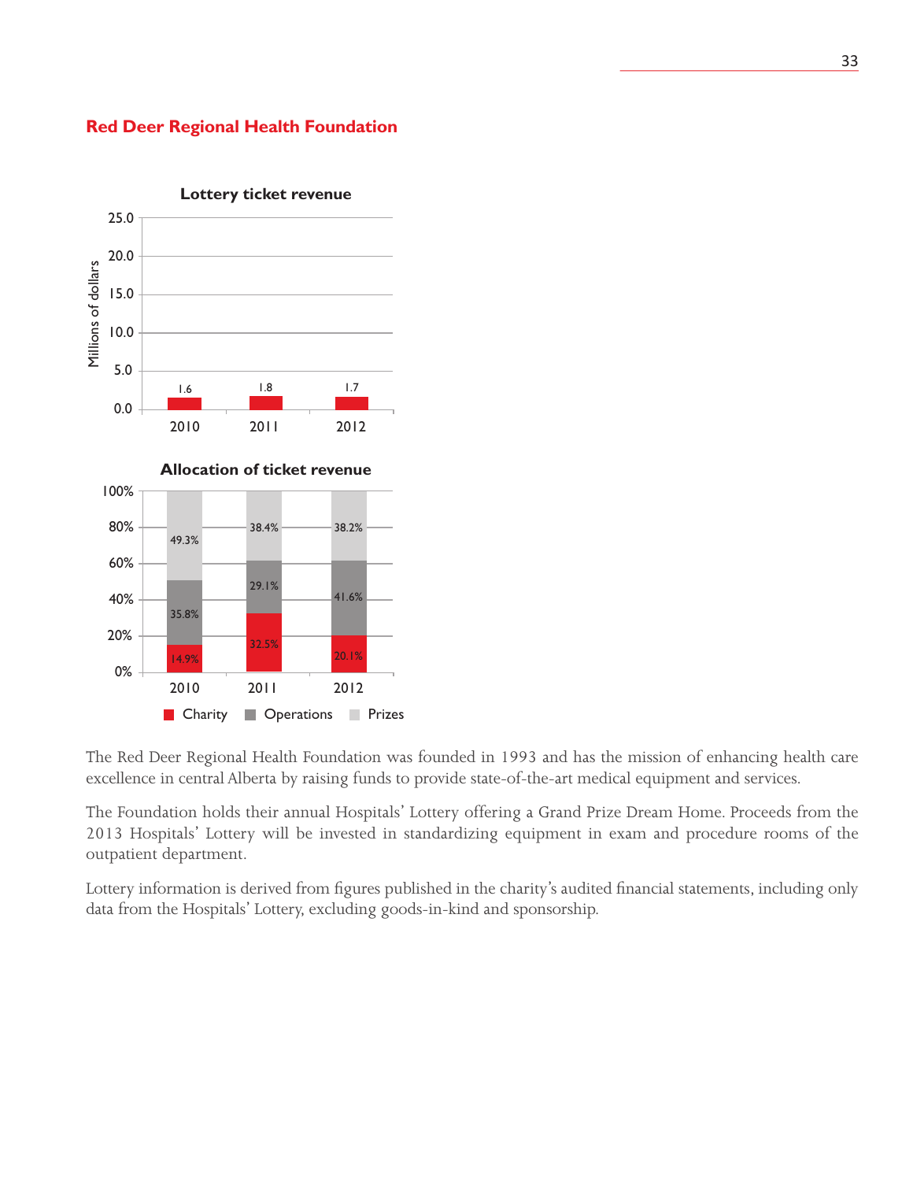## Red Deer Regional Health Foundation

**Lottery ticket revenue**

| Year | Millions of dollars |
|---|---|
| 2010 | 1.6 |
| 2011 | 1.8 |
| 2012 | 1.7 |

**Allocation of ticket revenue**

| Year | Charity | Operations | Prizes |
|---|---|---|---|
| 2010 | 14.9% | 35.8% | 49.3% |
| 2011 | 32.5% | 29.1% | 38.4% |
| 2012 | 20.1% | 41.6% | 38.2% |

The Red Deer Regional Health Foundation was founded in 1993 and has the mission of enhancing health care excellence in central Alberta by raising funds to provide state-of-the-art medical equipment and services.

The Foundation holds their annual Hospitals' Lottery offering a Grand Prize Dream Home. Proceeds from the 2013 Hospitals' Lottery will be invested in standardizing equipment in exam and procedure rooms of the outpatient department.

Lottery information is derived from figures published in the charity's audited financial statements, including only data from the Hospitals' Lottery, excluding goods-in-kind and sponsorship.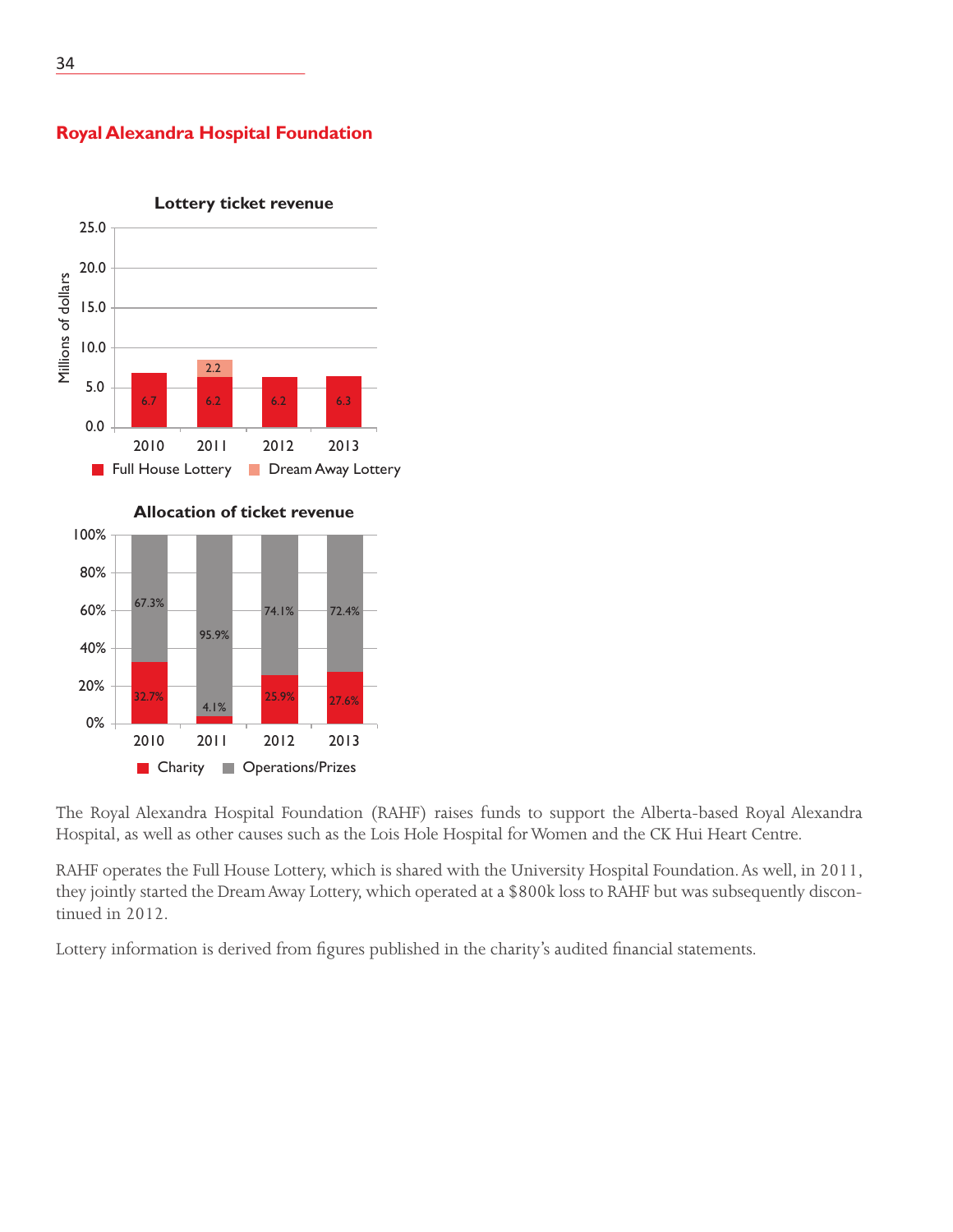## Royal Alexandra Hospital Foundation

**Lottery ticket revenue**

| Millions of dollars | 2010 | 2011 | 2012 | 2013 |
|---|---|---|---|---|
| Full House Lottery | 6.7 | 6.2 | 6.2 | 6.3 |
| Dream Away Lottery | | 2.2 | | |

**Allocation of ticket revenue**

| | 2010 | 2011 | 2012 | 2013 |
|---|---|---|---|---|
| Charity | 32.7% | 4.1% | 25.9% | 27.6% |
| Operations/Prizes | 67.3% | 95.9% | 74.1% | 72.4% |

The Royal Alexandra Hospital Foundation (RAHF) raises funds to support the Alberta-based Royal Alexandra Hospital, as well as other causes such as the Lois Hole Hospital for Women and the CK Hui Heart Centre.

RAHF operates the Full House Lottery, which is shared with the University Hospital Foundation. As well, in 2011, they jointly started the Dream Away Lottery, which operated at a $800k loss to RAHF but was subsequently discontinued in 2012.

Lottery information is derived from figures published in the charity's audited financial statements.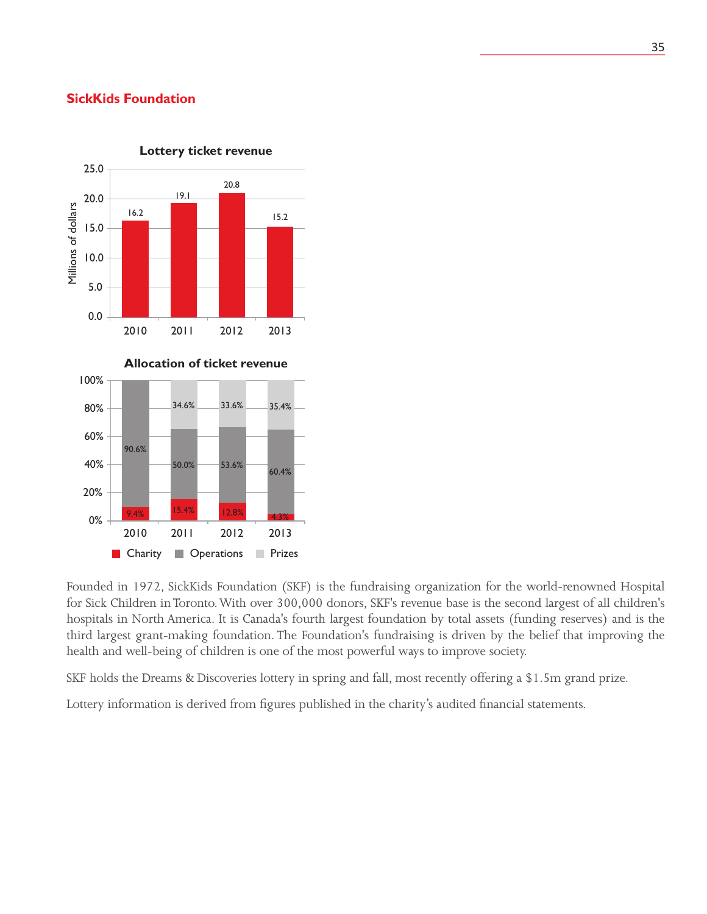## SickKids Foundation

**Lottery ticket revenue**

| Year | Millions of dollars |
|---|---|
| 2010 | 16.2 |
| 2011 | 19.1 |
| 2012 | 20.8 |
| 2013 | 15.2 |

**Allocation of ticket revenue**

| Year | Charity | Operations | Prizes |
|---|---|---|---|
| 2010 | 9.4% | 90.6% | |
| 2011 | 15.4% | 50.0% | 34.6% |
| 2012 | 12.8% | 53.6% | 33.6% |
| 2013 | 4.3% | 60.4% | 35.4% |

Founded in 1972, SickKids Foundation (SKF) is the fundraising organization for the world-renowned Hospital for Sick Children in Toronto. With over 300,000 donors, SKF's revenue base is the second largest of all children's hospitals in North America. It is Canada's fourth largest foundation by total assets (funding reserves) and is the third largest grant-making foundation. The Foundation's fundraising is driven by the belief that improving the health and well-being of children is one of the most powerful ways to improve society.

SKF holds the Dreams & Discoveries lottery in spring and fall, most recently offering a $1.5m grand prize.

Lottery information is derived from figures published in the charity's audited financial statements.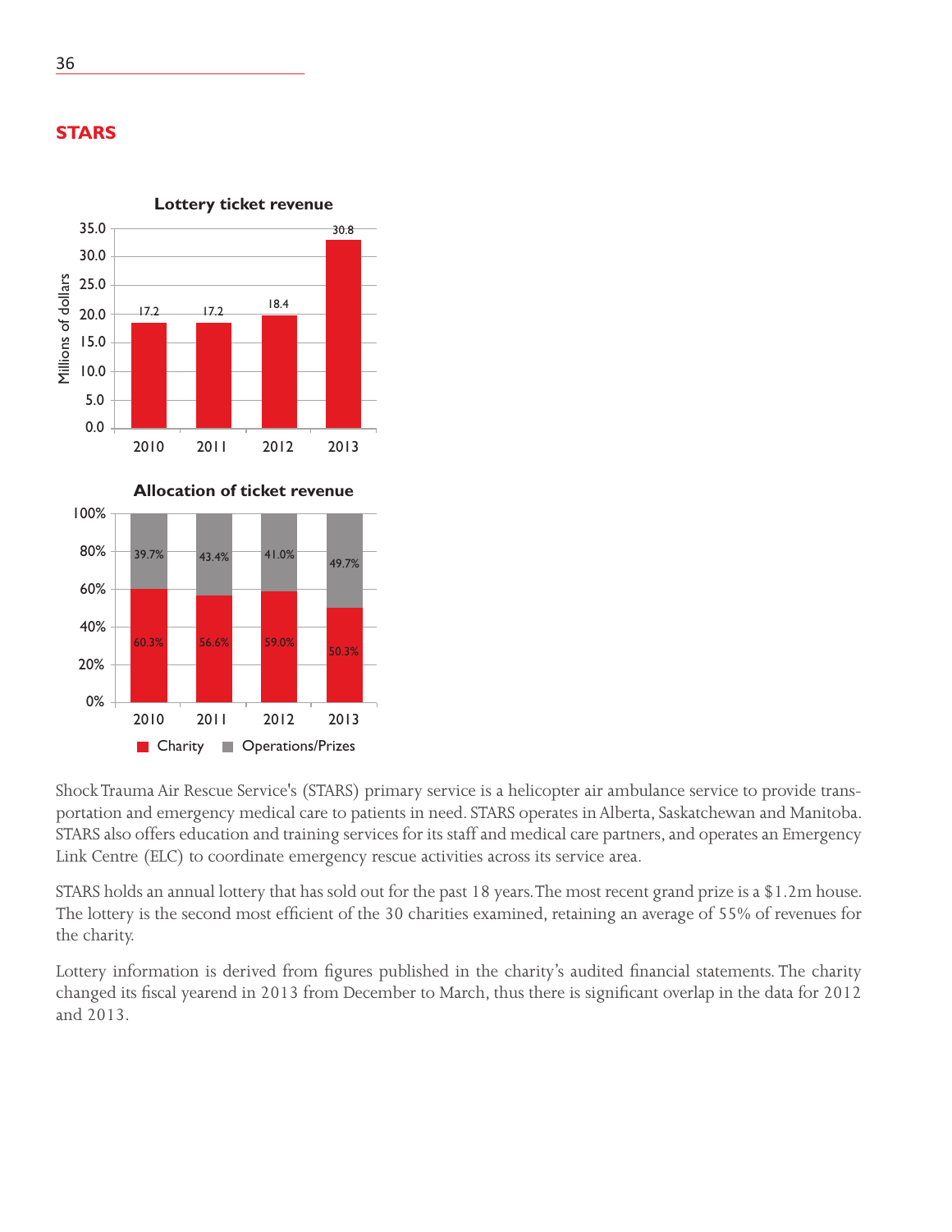## STARS

**Lottery ticket revenue**

| Year | Millions of dollars |
|---|---|
| 2010 | 17.2 |
| 2011 | 17.2 |
| 2012 | 18.4 |
| 2013 | 30.8 |

**Allocation of ticket revenue**

| Year | Charity | Operations/Prizes |
|---|---|---|
| 2010 | 60.3% | 39.7% |
| 2011 | 56.6% | 43.4% |
| 2012 | 59.0% | 41.0% |
| 2013 | 50.3% | 49.7% |

Shock Trauma Air Rescue Service's (STARS) primary service is a helicopter air ambulance service to provide transportation and emergency medical care to patients in need. STARS operates in Alberta, Saskatchewan and Manitoba. STARS also offers education and training services for its staff and medical care partners, and operates an Emergency Link Centre (ELC) to coordinate emergency rescue activities across its service area.

STARS holds an annual lottery that has sold out for the past 18 years. The most recent grand prize is a $1.2m house. The lottery is the second most efficient of the 30 charities examined, retaining an average of 55% of revenues for the charity.

Lottery information is derived from figures published in the charity's audited financial statements. The charity changed its fiscal yearend in 2013 from December to March, thus there is significant overlap in the data for 2012 and 2013.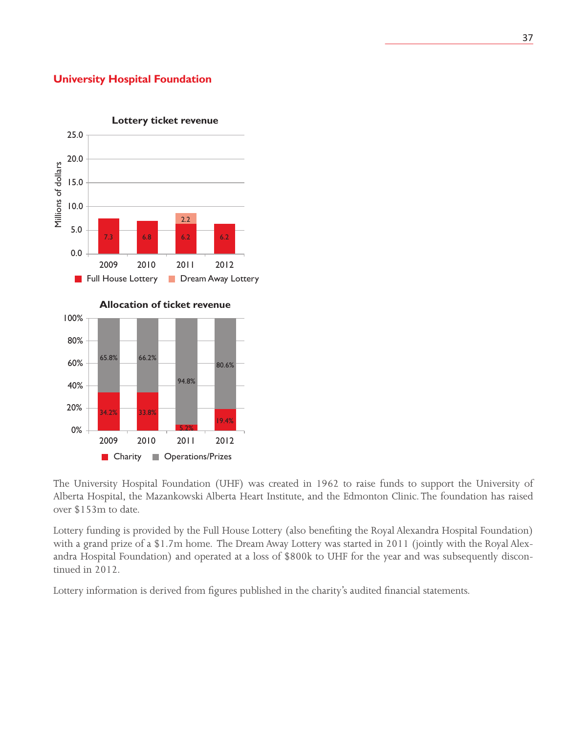## University Hospital Foundation

**Lottery ticket revenue**

| Year | Full House Lottery (millions of dollars) | Dream Away Lottery (millions of dollars) |
|---|---|---|
| 2009 | 7.3 | |
| 2010 | 6.8 | |
| 2011 | 6.2 | 2.2 |
| 2012 | 6.2 | |

**Allocation of ticket revenue**

| Year | Charity | Operations/Prizes |
|---|---|---|
| 2009 | 34.2% | 65.8% |
| 2010 | 33.8% | 66.2% |
| 2011 | 5.2% | 94.8% |
| 2012 | 19.4% | 80.6% |

The University Hospital Foundation (UHF) was created in 1962 to raise funds to support the University of Alberta Hospital, the Mazankowski Alberta Heart Institute, and the Edmonton Clinic. The foundation has raised over $153m to date.

Lottery funding is provided by the Full House Lottery (also benefiting the Royal Alexandra Hospital Foundation) with a grand prize of a $1.7m home. The Dream Away Lottery was started in 2011 (jointly with the Royal Alexandra Hospital Foundation) and operated at a loss of $800k to UHF for the year and was subsequently discontinued in 2012.

Lottery information is derived from figures published in the charity's audited financial statements.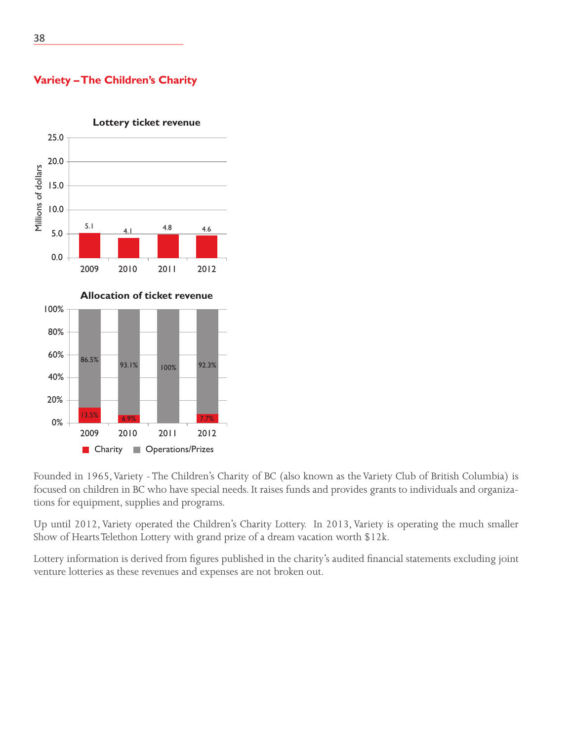## Variety – The Children's Charity

**Lottery ticket revenue**

| Year | Millions of dollars |
|---|---|
| 2009 | 5.1 |
| 2010 | 4.1 |
| 2011 | 4.8 |
| 2012 | 4.6 |

**Allocation of ticket revenue**

| Year | Charity | Operations/Prizes |
|---|---|---|
| 2009 | 13.5% | 86.5% |
| 2010 | 6.9% | 93.1% |
| 2011 | | 100% |
| 2012 | 7.7% | 92.3% |

Founded in 1965, Variety - The Children's Charity of BC (also known as the Variety Club of British Columbia) is focused on children in BC who have special needs. It raises funds and provides grants to individuals and organizations for equipment, supplies and programs.

Up until 2012, Variety operated the Children's Charity Lottery. In 2013, Variety is operating the much smaller Show of Hearts Telethon Lottery with grand prize of a dream vacation worth $12k.

Lottery information is derived from figures published in the charity's audited financial statements excluding joint venture lotteries as these revenues and expenses are not broken out.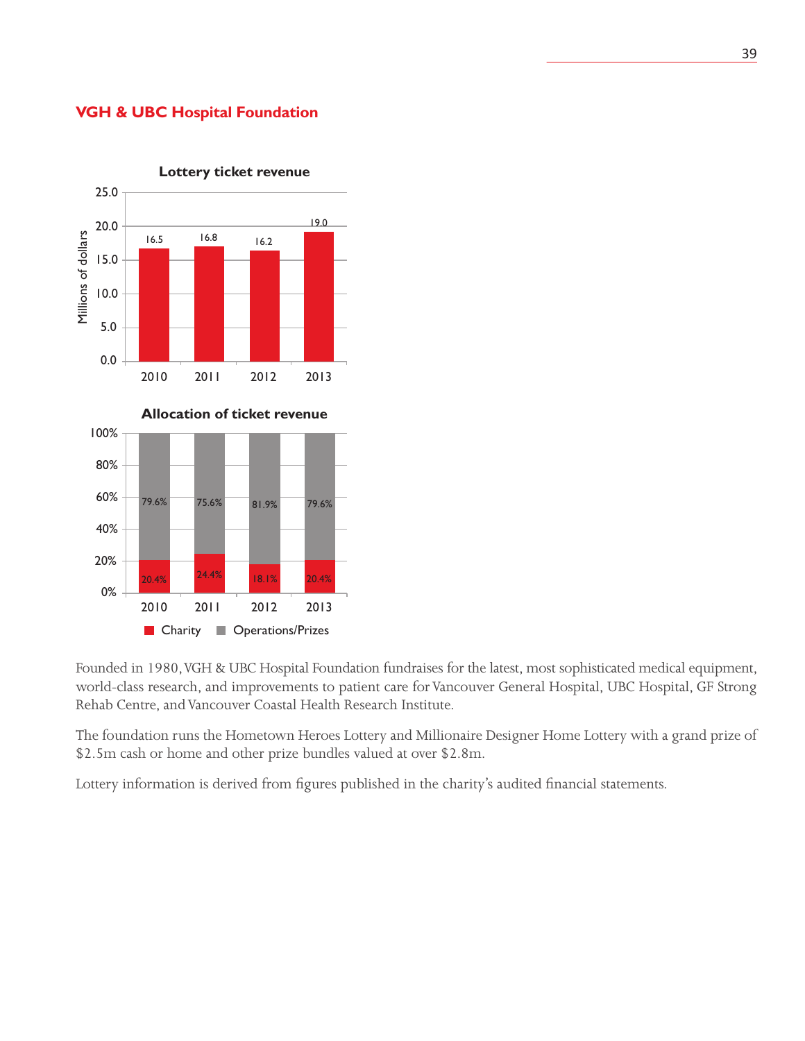## VGH & UBC Hospital Foundation

**Lottery ticket revenue**

| Year | Millions of dollars |
|---|---|
| 2010 | 16.5 |
| 2011 | 16.8 |
| 2012 | 16.2 |
| 2013 | 19.0 |

**Allocation of ticket revenue**

| Year | Charity | Operations/Prizes |
|---|---|---|
| 2010 | 20.4% | 79.6% |
| 2011 | 24.4% | 75.6% |
| 2012 | 18.1% | 81.9% |
| 2013 | 20.4% | 79.6% |

Founded in 1980, VGH & UBC Hospital Foundation fundraises for the latest, most sophisticated medical equipment, world-class research, and improvements to patient care for Vancouver General Hospital, UBC Hospital, GF Strong Rehab Centre, and Vancouver Coastal Health Research Institute.

The foundation runs the Hometown Heroes Lottery and Millionaire Designer Home Lottery with a grand prize of $2.5m cash or home and other prize bundles valued at over $2.8m.

Lottery information is derived from figures published in the charity's audited financial statements.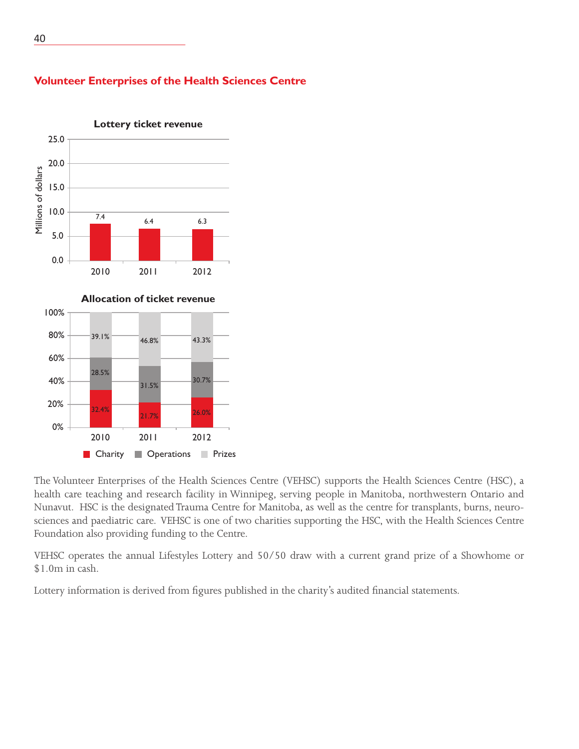## Volunteer Enterprises of the Health Sciences Centre

**Lottery ticket revenue**

| Year | Millions of dollars |
|---|---|
| 2010 | 7.4 |
| 2011 | 6.4 |
| 2012 | 6.3 |

**Allocation of ticket revenue**

| Year | Charity | Operations | Prizes |
|---|---|---|---|
| 2010 | 32.4% | 28.5% | 39.1% |
| 2011 | 21.7% | 31.5% | 46.8% |
| 2012 | 26.0% | 30.7% | 43.3% |

The Volunteer Enterprises of the Health Sciences Centre (VEHSC) supports the Health Sciences Centre (HSC), a health care teaching and research facility in Winnipeg, serving people in Manitoba, northwestern Ontario and Nunavut. HSC is the designated Trauma Centre for Manitoba, as well as the centre for transplants, burns, neurosciences and paediatric care. VEHSC is one of two charities supporting the HSC, with the Health Sciences Centre Foundation also providing funding to the Centre.

VEHSC operates the annual Lifestyles Lottery and 50/50 draw with a current grand prize of a Showhome or $1.0m in cash.

Lottery information is derived from figures published in the charity's audited financial statements.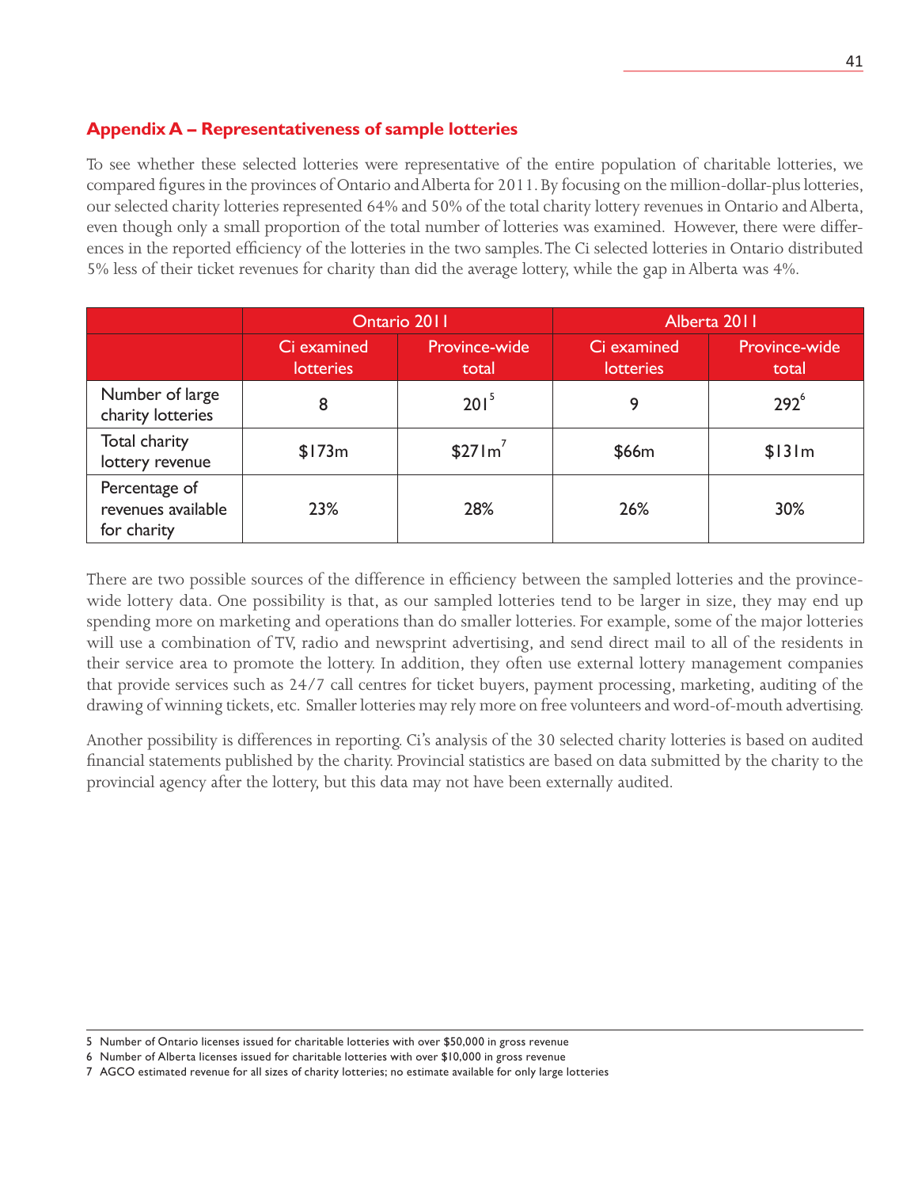## Appendix A – Representativeness of sample lotteries

To see whether these selected lotteries were representative of the entire population of charitable lotteries, we compared figures in the provinces of Ontario and Alberta for 2011. By focusing on the million-dollar-plus lotteries, our selected charity lotteries represented 64% and 50% of the total charity lottery revenues in Ontario and Alberta, even though only a small proportion of the total number of lotteries was examined. However, there were differences in the reported efficiency of the lotteries in the two samples. The Ci selected lotteries in Ontario distributed 5% less of their ticket revenues for charity than did the average lottery, while the gap in Alberta was 4%.

| | Ontario 2011 | | Alberta 2011 | |
|---|---|---|---|---|
| | Ci examined lotteries | Province-wide total | Ci examined lotteries | Province-wide total |
| Number of large charity lotteries | 8 | 201[5] | 9 | 292[6] |
| Total charity lottery revenue | $173m | $271m[7] | $66m | $131m |
| Percentage of revenues available for charity | 23% | 28% | 26% | 30% |

There are two possible sources of the difference in efficiency between the sampled lotteries and the province-wide lottery data. One possibility is that, as our sampled lotteries tend to be larger in size, they may end up spending more on marketing and operations than do smaller lotteries. For example, some of the major lotteries will use a combination of TV, radio and newsprint advertising, and send direct mail to all of the residents in their service area to promote the lottery. In addition, they often use external lottery management companies that provide services such as 24/7 call centres for ticket buyers, payment processing, marketing, auditing of the drawing of winning tickets, etc. Smaller lotteries may rely more on free volunteers and word-of-mouth advertising.

Another possibility is differences in reporting. Ci's analysis of the 30 selected charity lotteries is based on audited financial statements published by the charity. Provincial statistics are based on data submitted by the charity to the provincial agency after the lottery, but this data may not have been externally audited.

---

5 Number of Ontario licenses issued for charitable lotteries with over $50,000 in gross revenue

6 Number of Alberta licenses issued for charitable lotteries with over $10,000 in gross revenue

7 AGCO estimated revenue for all sizes of charity lotteries; no estimate available for only large lotteries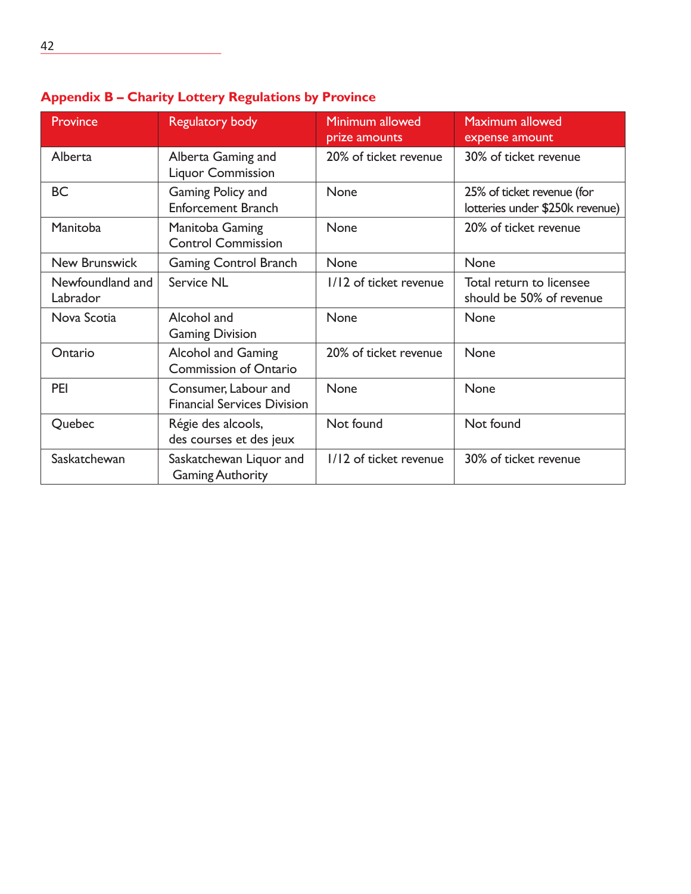## Appendix B – Charity Lottery Regulations by Province

| Province | Regulatory body | Minimum allowed prize amounts | Maximum allowed expense amount |
|---|---|---|---|
| Alberta | Alberta Gaming and Liquor Commission | 20% of ticket revenue | 30% of ticket revenue |
| BC | Gaming Policy and Enforcement Branch | None | 25% of ticket revenue (for lotteries under $250k revenue) |
| Manitoba | Manitoba Gaming Control Commission | None | 20% of ticket revenue |
| New Brunswick | Gaming Control Branch | None | None |
| Newfoundland and Labrador | Service NL | 1/12 of ticket revenue | Total return to licensee should be 50% of revenue |
| Nova Scotia | Alcohol and Gaming Division | None | None |
| Ontario | Alcohol and Gaming Commission of Ontario | 20% of ticket revenue | None |
| PEI | Consumer, Labour and Financial Services Division | None | None |
| Quebec | Régie des alcools, des courses et des jeux | Not found | Not found |
| Saskatchewan | Saskatchewan Liquor and Gaming Authority | 1/12 of ticket revenue | 30% of ticket revenue |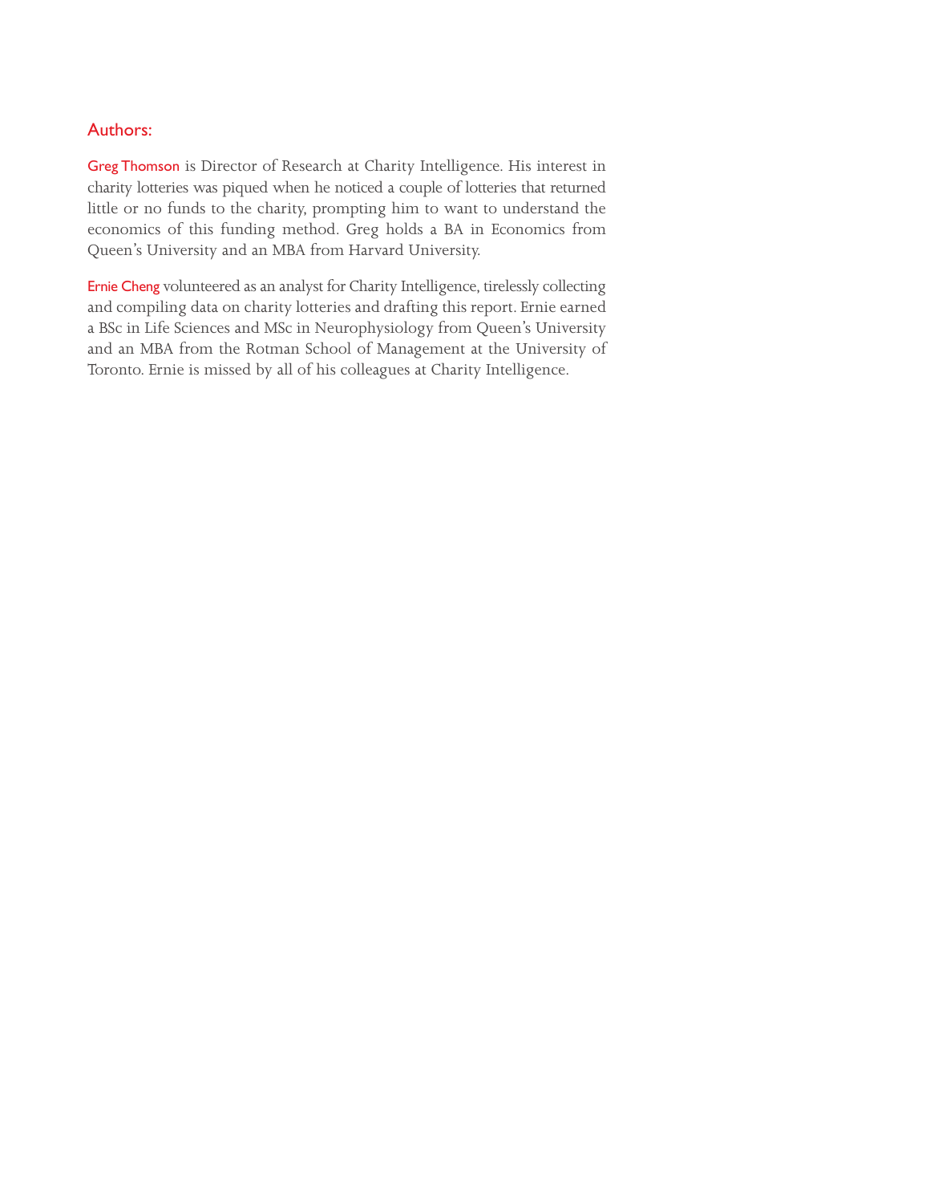## Authors:

**Greg Thomson** is Director of Research at Charity Intelligence. His interest in charity lotteries was piqued when he noticed a couple of lotteries that returned little or no funds to the charity, prompting him to want to understand the economics of this funding method. Greg holds a BA in Economics from Queen's University and an MBA from Harvard University.

**Ernie Cheng** volunteered as an analyst for Charity Intelligence, tirelessly collecting and compiling data on charity lotteries and drafting this report. Ernie earned a BSc in Life Sciences and MSc in Neurophysiology from Queen's University and an MBA from the Rotman School of Management at the University of Toronto. Ernie is missed by all of his colleagues at Charity Intelligence.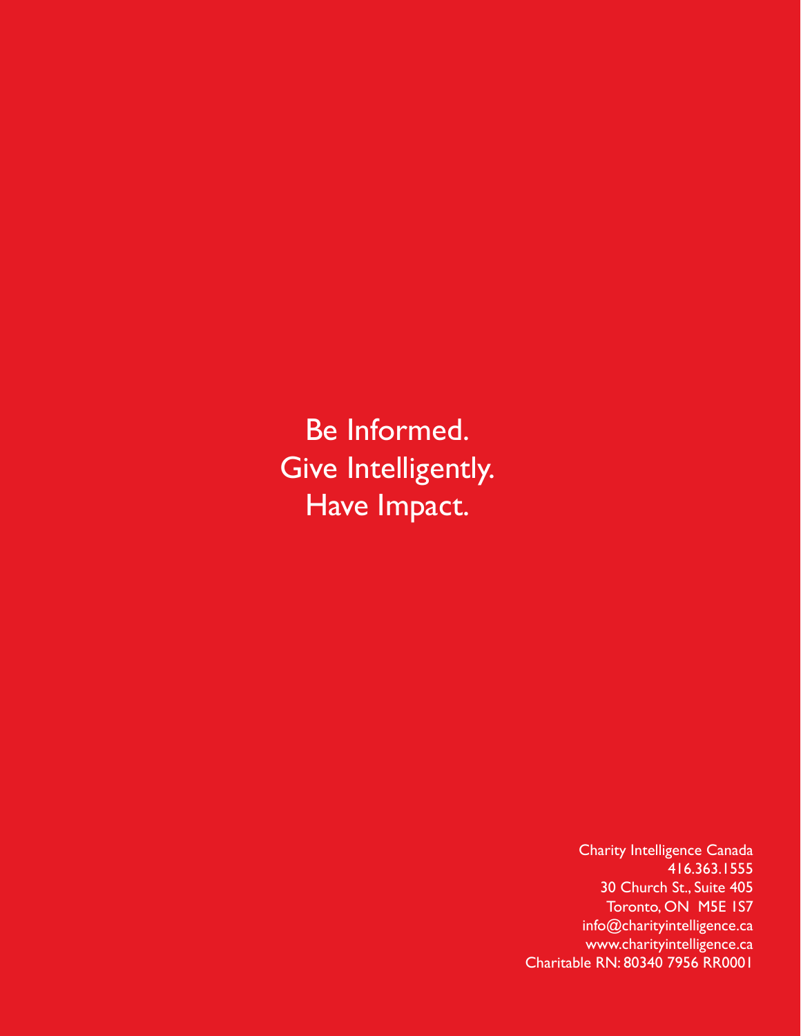Be Informed.
Give Intelligently.
Have Impact.

Charity Intelligence Canada
416.363.1555
30 Church St., Suite 405
Toronto, ON M5E 1S7
info@charityintelligence.ca
www.charityintelligence.ca
Charitable RN: 80340 7956 RR0001